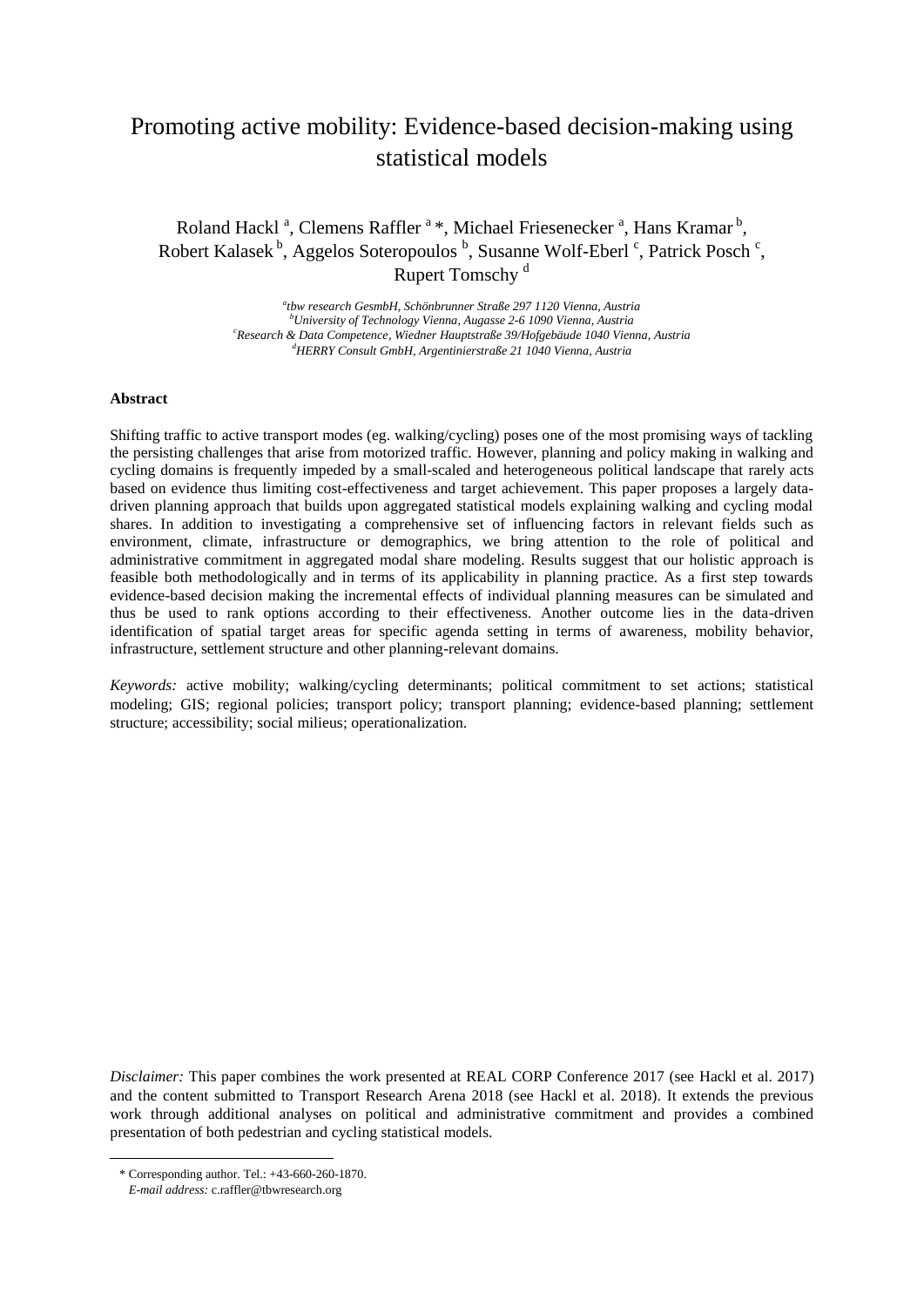# Promoting active mobility: Evidence-based decision-making using statistical models

Roland Hackl [a], Clemens Raffler [a] *, Michael Friesenecker [a], Hans Kramar [b], Robert Kalasek [b], Aggelos Soteropoulos [b], Susanne Wolf-Eberl [c], Patrick Posch [c], Rupert Tomschy [d]

[a] *tbw research GesmbH, Schönbrunner Straße 297 1120 Vienna, Austria*
[b] *University of Technology Vienna, Augasse 2-6 1090 Vienna, Austria*
[c] *Research & Data Competence, Wiedner Hauptstraße 39/Hofgebäude 1040 Vienna, Austria*
[d] *HERRY Consult GmbH, Argentinierstraße 21 1040 Vienna, Austria*

**Abstract**

Shifting traffic to active transport modes (eg. walking/cycling) poses one of the most promising ways of tackling the persisting challenges that arise from motorized traffic. However, planning and policy making in walking and cycling domains is frequently impeded by a small-scaled and heterogeneous political landscape that rarely acts based on evidence thus limiting cost-effectiveness and target achievement. This paper proposes a largely data-driven planning approach that builds upon aggregated statistical models explaining walking and cycling modal shares. In addition to investigating a comprehensive set of influencing factors in relevant fields such as environment, climate, infrastructure or demographics, we bring attention to the role of political and administrative commitment in aggregated modal share modeling. Results suggest that our holistic approach is feasible both methodologically and in terms of its applicability in planning practice. As a first step towards evidence-based decision making the incremental effects of individual planning measures can be simulated and thus be used to rank options according to their effectiveness. Another outcome lies in the data-driven identification of spatial target areas for specific agenda setting in terms of awareness, mobility behavior, infrastructure, settlement structure and other planning-relevant domains.

*Keywords:* active mobility; walking/cycling determinants; political commitment to set actions; statistical modeling; GIS; regional policies; transport policy; transport planning; evidence-based planning; settlement structure; accessibility; social milieus; operationalization.

*Disclaimer:* This paper combines the work presented at REAL CORP Conference 2017 (see Hackl et al. 2017) and the content submitted to Transport Research Arena 2018 (see Hackl et al. 2018). It extends the previous work through additional analyses on political and administrative commitment and provides a combined presentation of both pedestrian and cycling statistical models.

\* Corresponding author. Tel.: +43-660-260-1870.
*E-mail address:* c.raffler@tbwresearch.org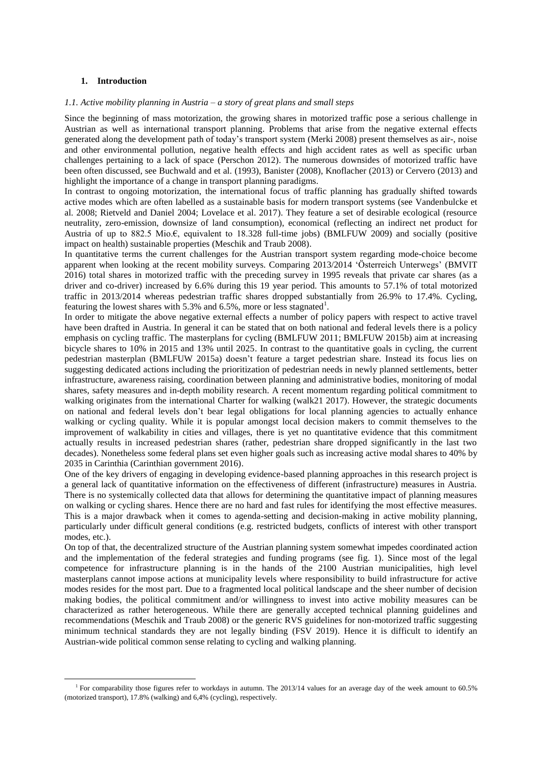## 1. Introduction

### *1.1. Active mobility planning in Austria – a story of great plans and small steps*

Since the beginning of mass motorization, the growing shares in motorized traffic pose a serious challenge in Austrian as well as international transport planning. Problems that arise from the negative external effects generated along the development path of today's transport system (Merki 2008) present themselves as air-, noise and other environmental pollution, negative health effects and high accident rates as well as specific urban challenges pertaining to a lack of space (Perschon 2012). The numerous downsides of motorized traffic have been often discussed, see Buchwald and et al. (1993), Banister (2008), Knoflacher (2013) or Cervero (2013) and highlight the importance of a change in transport planning paradigms.

In contrast to ongoing motorization, the international focus of traffic planning has gradually shifted towards active modes which are often labelled as a sustainable basis for modern transport systems (see Vandenbulcke et al. 2008; Rietveld and Daniel 2004; Lovelace et al. 2017). They feature a set of desirable ecological (resource neutrality, zero-emission, downsize of land consumption), economical (reflecting an indirect net product for Austria of up to 882.5 Mio.€, equivalent to 18.328 full-time jobs) (BMLFUW 2009) and socially (positive impact on health) sustainable properties (Meschik and Traub 2008).

In quantitative terms the current challenges for the Austrian transport system regarding mode-choice become apparent when looking at the recent mobility surveys. Comparing 2013/2014 'Österreich Unterwegs' (BMVIT 2016) total shares in motorized traffic with the preceding survey in 1995 reveals that private car shares (as a driver and co-driver) increased by 6.6% during this 19 year period. This amounts to 57.1% of total motorized traffic in 2013/2014 whereas pedestrian traffic shares dropped substantially from 26.9% to 17.4%. Cycling, featuring the lowest shares with 5.3% and 6.5%, more or less stagnated[1].

In order to mitigate the above negative external effects a number of policy papers with respect to active travel have been drafted in Austria. In general it can be stated that on both national and federal levels there is a policy emphasis on cycling traffic. The masterplans for cycling (BMLFUW 2011; BMLFUW 2015b) aim at increasing bicycle shares to 10% in 2015 and 13% until 2025. In contrast to the quantitative goals in cycling, the current pedestrian masterplan (BMLFUW 2015a) doesn't feature a target pedestrian share. Instead its focus lies on suggesting dedicated actions including the prioritization of pedestrian needs in newly planned settlements, better infrastructure, awareness raising, coordination between planning and administrative bodies, monitoring of modal shares, safety measures and in-depth mobility research. A recent momentum regarding political commitment to walking originates from the international Charter for walking (walk21 2017). However, the strategic documents on national and federal levels don't bear legal obligations for local planning agencies to actually enhance walking or cycling quality. While it is popular amongst local decision makers to commit themselves to the improvement of walkability in cities and villages, there is yet no quantitative evidence that this commitment actually results in increased pedestrian shares (rather, pedestrian share dropped significantly in the last two decades). Nonetheless some federal plans set even higher goals such as increasing active modal shares to 40% by 2035 in Carinthia (Carinthian government 2016).

One of the key drivers of engaging in developing evidence-based planning approaches in this research project is a general lack of quantitative information on the effectiveness of different (infrastructure) measures in Austria. There is no systemically collected data that allows for determining the quantitative impact of planning measures on walking or cycling shares. Hence there are no hard and fast rules for identifying the most effective measures. This is a major drawback when it comes to agenda-setting and decision-making in active mobility planning, particularly under difficult general conditions (e.g. restricted budgets, conflicts of interest with other transport modes, etc.).

On top of that, the decentralized structure of the Austrian planning system somewhat impedes coordinated action and the implementation of the federal strategies and funding programs (see fig. 1). Since most of the legal competence for infrastructure planning is in the hands of the 2100 Austrian municipalities, high level masterplans cannot impose actions at municipality levels where responsibility to build infrastructure for active modes resides for the most part. Due to a fragmented local political landscape and the sheer number of decision making bodies, the political commitment and/or willingness to invest into active mobility measures can be characterized as rather heterogeneous. While there are generally accepted technical planning guidelines and recommendations (Meschik and Traub 2008) or the generic RVS guidelines for non-motorized traffic suggesting minimum technical standards they are not legally binding (FSV 2019). Hence it is difficult to identify an Austrian-wide political common sense relating to cycling and walking planning.

[1] For comparability those figures refer to workdays in autumn. The 2013/14 values for an average day of the week amount to 60.5% (motorized transport), 17.8% (walking) and 6,4% (cycling), respectively.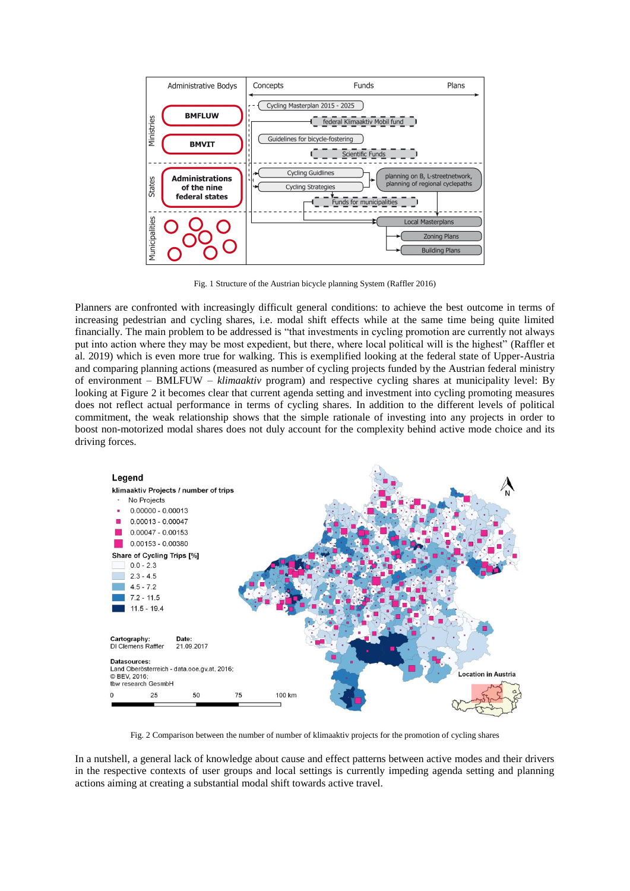Fig. 1 Structure of the Austrian bicycle planning System (Raffler 2016)

Planners are confronted with increasingly difficult general conditions: to achieve the best outcome in terms of increasing pedestrian and cycling shares, i.e. modal shift effects while at the same time being quite limited financially. The main problem to be addressed is "that investments in cycling promotion are currently not always put into action where they may be most expedient, but there, where local political will is the highest" (Raffler et al. 2019) which is even more true for walking. This is exemplified looking at the federal state of Upper-Austria and comparing planning actions (measured as number of cycling projects funded by the Austrian federal ministry of environment – BMLFUW – *klimaaktiv* program) and respective cycling shares at municipality level: By looking at Figure 2 it becomes clear that current agenda setting and investment into cycling promoting measures does not reflect actual performance in terms of cycling shares. In addition to the different levels of political commitment, the weak relationship shows that the simple rationale of investing into any projects in order to boost non-motorized modal shares does not duly account for the complexity behind active mode choice and its driving forces.

Fig. 2 Comparison between the number of number of klimaaktiv projects for the promotion of cycling shares

In a nutshell, a general lack of knowledge about cause and effect patterns between active modes and their drivers in the respective contexts of user groups and local settings is currently impeding agenda setting and planning actions aiming at creating a substantial modal shift towards active travel.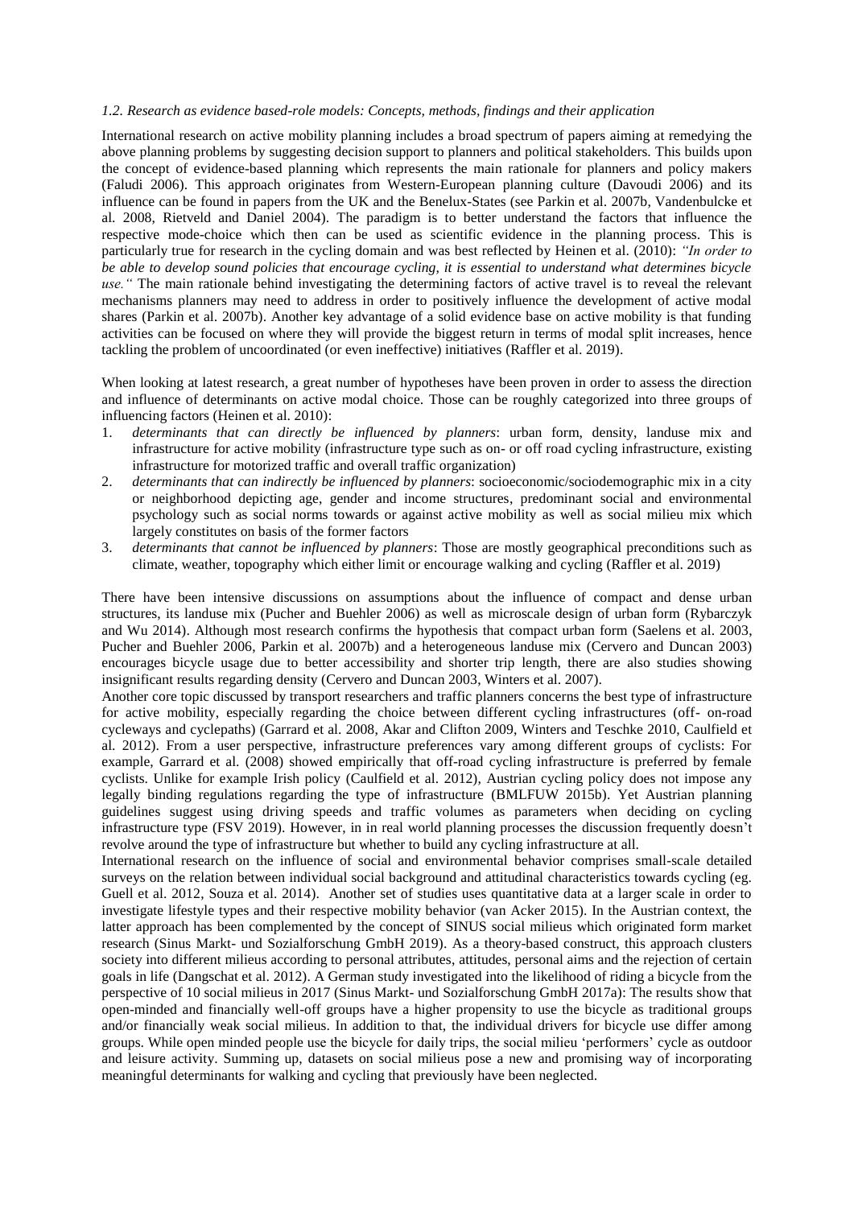### *1.2. Research as evidence based-role models: Concepts, methods, findings and their application*

International research on active mobility planning includes a broad spectrum of papers aiming at remedying the above planning problems by suggesting decision support to planners and political stakeholders. This builds upon the concept of evidence-based planning which represents the main rationale for planners and policy makers (Faludi 2006). This approach originates from Western-European planning culture (Davoudi 2006) and its influence can be found in papers from the UK and the Benelux-States (see Parkin et al. 2007b, Vandenbulcke et al. 2008, Rietveld and Daniel 2004). The paradigm is to better understand the factors that influence the respective mode-choice which then can be used as scientific evidence in the planning process. This is particularly true for research in the cycling domain and was best reflected by Heinen et al. (2010): *"In order to be able to develop sound policies that encourage cycling, it is essential to understand what determines bicycle use."* The main rationale behind investigating the determining factors of active travel is to reveal the relevant mechanisms planners may need to address in order to positively influence the development of active modal shares (Parkin et al. 2007b). Another key advantage of a solid evidence base on active mobility is that funding activities can be focused on where they will provide the biggest return in terms of modal split increases, hence tackling the problem of uncoordinated (or even ineffective) initiatives (Raffler et al. 2019).

When looking at latest research, a great number of hypotheses have been proven in order to assess the direction and influence of determinants on active modal choice. Those can be roughly categorized into three groups of influencing factors (Heinen et al. 2010):

1. *determinants that can directly be influenced by planners*: urban form, density, landuse mix and infrastructure for active mobility (infrastructure type such as on- or off road cycling infrastructure, existing infrastructure for motorized traffic and overall traffic organization)
2. *determinants that can indirectly be influenced by planners*: socioeconomic/sociodemographic mix in a city or neighborhood depicting age, gender and income structures, predominant social and environmental psychology such as social norms towards or against active mobility as well as social milieu mix which largely constitutes on basis of the former factors
3. *determinants that cannot be influenced by planners*: Those are mostly geographical preconditions such as climate, weather, topography which either limit or encourage walking and cycling (Raffler et al. 2019)

There have been intensive discussions on assumptions about the influence of compact and dense urban structures, its landuse mix (Pucher and Buehler 2006) as well as microscale design of urban form (Rybarczyk and Wu 2014). Although most research confirms the hypothesis that compact urban form (Saelens et al. 2003, Pucher and Buehler 2006, Parkin et al. 2007b) and a heterogeneous landuse mix (Cervero and Duncan 2003) encourages bicycle usage due to better accessibility and shorter trip length, there are also studies showing insignificant results regarding density (Cervero and Duncan 2003, Winters et al. 2007).

Another core topic discussed by transport researchers and traffic planners concerns the best type of infrastructure for active mobility, especially regarding the choice between different cycling infrastructures (off- on-road cycleways and cyclepaths) (Garrard et al. 2008, Akar and Clifton 2009, Winters and Teschke 2010, Caulfield et al. 2012). From a user perspective, infrastructure preferences vary among different groups of cyclists: For example, Garrard et al. (2008) showed empirically that off-road cycling infrastructure is preferred by female cyclists. Unlike for example Irish policy (Caulfield et al. 2012), Austrian cycling policy does not impose any legally binding regulations regarding the type of infrastructure (BMLFUW 2015b). Yet Austrian planning guidelines suggest using driving speeds and traffic volumes as parameters when deciding on cycling infrastructure type (FSV 2019). However, in in real world planning processes the discussion frequently doesn't revolve around the type of infrastructure but whether to build any cycling infrastructure at all.

International research on the influence of social and environmental behavior comprises small-scale detailed surveys on the relation between individual social background and attitudinal characteristics towards cycling (eg. Guell et al. 2012, Souza et al. 2014). Another set of studies uses quantitative data at a larger scale in order to investigate lifestyle types and their respective mobility behavior (van Acker 2015). In the Austrian context, the latter approach has been complemented by the concept of SINUS social milieus which originated form market research (Sinus Markt- und Sozialforschung GmbH 2019). As a theory-based construct, this approach clusters society into different milieus according to personal attributes, attitudes, personal aims and the rejection of certain goals in life (Dangschat et al. 2012). A German study investigated into the likelihood of riding a bicycle from the perspective of 10 social milieus in 2017 (Sinus Markt- und Sozialforschung GmbH 2017a): The results show that open-minded and financially well-off groups have a higher propensity to use the bicycle as traditional groups and/or financially weak social milieus. In addition to that, the individual drivers for bicycle use differ among groups. While open minded people use the bicycle for daily trips, the social milieu 'performers' cycle as outdoor and leisure activity. Summing up, datasets on social milieus pose a new and promising way of incorporating meaningful determinants for walking and cycling that previously have been neglected.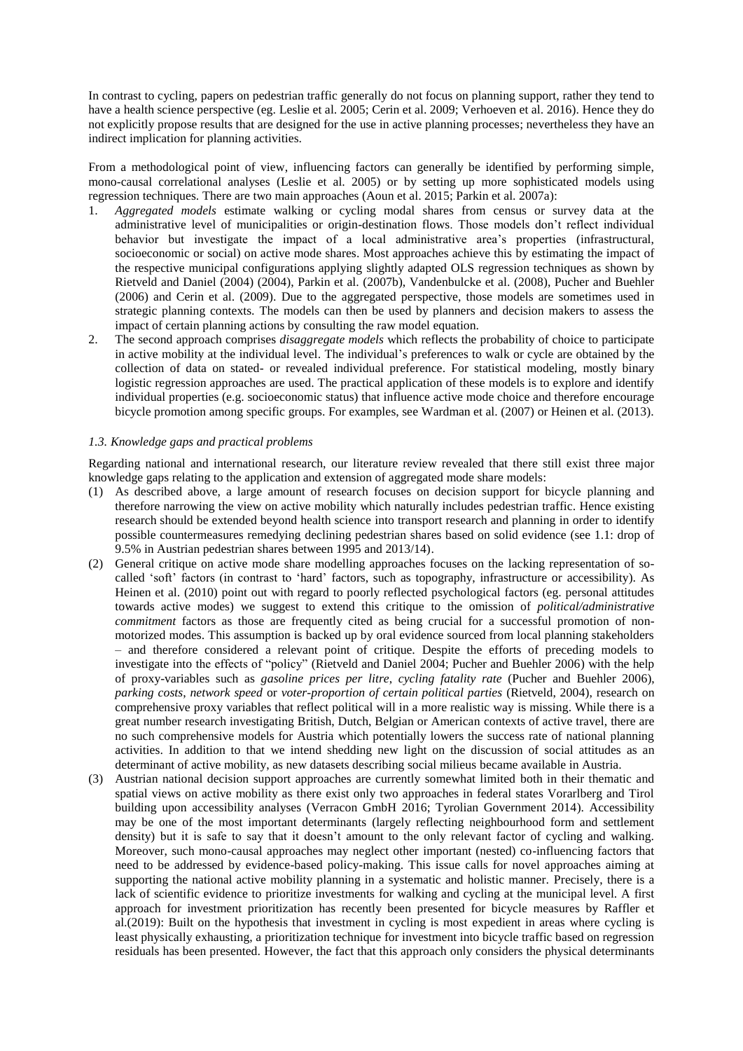In contrast to cycling, papers on pedestrian traffic generally do not focus on planning support, rather they tend to have a health science perspective (eg. Leslie et al. 2005; Cerin et al. 2009; Verhoeven et al. 2016). Hence they do not explicitly propose results that are designed for the use in active planning processes; nevertheless they have an indirect implication for planning activities.

From a methodological point of view, influencing factors can generally be identified by performing simple, mono-causal correlational analyses (Leslie et al. 2005) or by setting up more sophisticated models using regression techniques. There are two main approaches (Aoun et al. 2015; Parkin et al. 2007a):

1. *Aggregated models* estimate walking or cycling modal shares from census or survey data at the administrative level of municipalities or origin-destination flows. Those models don't reflect individual behavior but investigate the impact of a local administrative area's properties (infrastructural, socioeconomic or social) on active mode shares. Most approaches achieve this by estimating the impact of the respective municipal configurations applying slightly adapted OLS regression techniques as shown by Rietveld and Daniel (2004) (2004), Parkin et al. (2007b), Vandenbulcke et al. (2008), Pucher and Buehler (2006) and Cerin et al. (2009). Due to the aggregated perspective, those models are sometimes used in strategic planning contexts. The models can then be used by planners and decision makers to assess the impact of certain planning actions by consulting the raw model equation.
2. The second approach comprises *disaggregate models* which reflects the probability of choice to participate in active mobility at the individual level. The individual's preferences to walk or cycle are obtained by the collection of data on stated- or revealed individual preference. For statistical modeling, mostly binary logistic regression approaches are used. The practical application of these models is to explore and identify individual properties (e.g. socioeconomic status) that influence active mode choice and therefore encourage bicycle promotion among specific groups. For examples, see Wardman et al. (2007) or Heinen et al. (2013).

### *1.3. Knowledge gaps and practical problems*

Regarding national and international research, our literature review revealed that there still exist three major knowledge gaps relating to the application and extension of aggregated mode share models:

(1) As described above, a large amount of research focuses on decision support for bicycle planning and therefore narrowing the view on active mobility which naturally includes pedestrian traffic. Hence existing research should be extended beyond health science into transport research and planning in order to identify possible countermeasures remedying declining pedestrian shares based on solid evidence (see 1.1: drop of 9.5% in Austrian pedestrian shares between 1995 and 2013/14).

(2) General critique on active mode share modelling approaches focuses on the lacking representation of so-called 'soft' factors (in contrast to 'hard' factors, such as topography, infrastructure or accessibility). As Heinen et al. (2010) point out with regard to poorly reflected psychological factors (eg. personal attitudes towards active modes) we suggest to extend this critique to the omission of *political/administrative commitment* factors as those are frequently cited as being crucial for a successful promotion of non-motorized modes. This assumption is backed up by oral evidence sourced from local planning stakeholders – and therefore considered a relevant point of critique. Despite the efforts of preceding models to investigate into the effects of "policy" (Rietveld and Daniel 2004; Pucher and Buehler 2006) with the help of proxy-variables such as *gasoline prices per litre*, *cycling fatality rate* (Pucher and Buehler 2006), *parking costs*, *network speed* or *voter-proportion of certain political parties* (Rietveld, 2004), research on comprehensive proxy variables that reflect political will in a more realistic way is missing. While there is a great number research investigating British, Dutch, Belgian or American contexts of active travel, there are no such comprehensive models for Austria which potentially lowers the success rate of national planning activities. In addition to that we intend shedding new light on the discussion of social attitudes as an determinant of active mobility, as new datasets describing social milieus became available in Austria.

(3) Austrian national decision support approaches are currently somewhat limited both in their thematic and spatial views on active mobility as there exist only two approaches in federal states Vorarlberg and Tirol building upon accessibility analyses (Verracon GmbH 2016; Tyrolian Government 2014). Accessibility may be one of the most important determinants (largely reflecting neighbourhood form and settlement density) but it is safe to say that it doesn't amount to the only relevant factor of cycling and walking. Moreover, such mono-causal approaches may neglect other important (nested) co-influencing factors that need to be addressed by evidence-based policy-making. This issue calls for novel approaches aiming at supporting the national active mobility planning in a systematic and holistic manner. Precisely, there is a lack of scientific evidence to prioritize investments for walking and cycling at the municipal level. A first approach for investment prioritization has recently been presented for bicycle measures by Raffler et al.(2019): Built on the hypothesis that investment in cycling is most expedient in areas where cycling is least physically exhausting, a prioritization technique for investment into bicycle traffic based on regression residuals has been presented. However, the fact that this approach only considers the physical determinants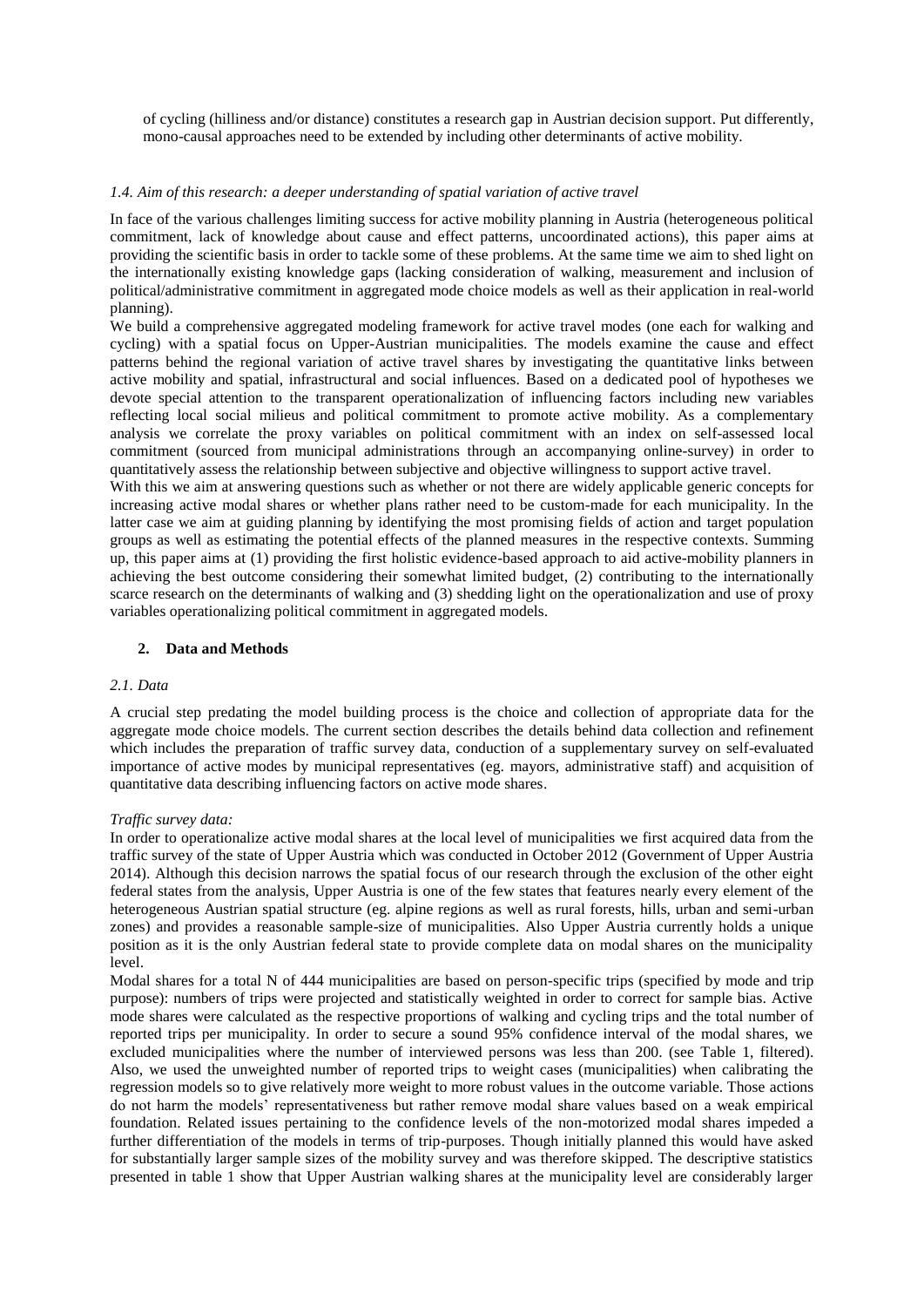of cycling (hilliness and/or distance) constitutes a research gap in Austrian decision support. Put differently, mono-causal approaches need to be extended by including other determinants of active mobility.

### *1.4. Aim of this research: a deeper understanding of spatial variation of active travel*

In face of the various challenges limiting success for active mobility planning in Austria (heterogeneous political commitment, lack of knowledge about cause and effect patterns, uncoordinated actions), this paper aims at providing the scientific basis in order to tackle some of these problems. At the same time we aim to shed light on the internationally existing knowledge gaps (lacking consideration of walking, measurement and inclusion of political/administrative commitment in aggregated mode choice models as well as their application in real-world planning).

We build a comprehensive aggregated modeling framework for active travel modes (one each for walking and cycling) with a spatial focus on Upper-Austrian municipalities. The models examine the cause and effect patterns behind the regional variation of active travel shares by investigating the quantitative links between active mobility and spatial, infrastructural and social influences. Based on a dedicated pool of hypotheses we devote special attention to the transparent operationalization of influencing factors including new variables reflecting local social milieus and political commitment to promote active mobility. As a complementary analysis we correlate the proxy variables on political commitment with an index on self-assessed local commitment (sourced from municipal administrations through an accompanying online-survey) in order to quantitatively assess the relationship between subjective and objective willingness to support active travel.

With this we aim at answering questions such as whether or not there are widely applicable generic concepts for increasing active modal shares or whether plans rather need to be custom-made for each municipality. In the latter case we aim at guiding planning by identifying the most promising fields of action and target population groups as well as estimating the potential effects of the planned measures in the respective contexts. Summing up, this paper aims at (1) providing the first holistic evidence-based approach to aid active-mobility planners in achieving the best outcome considering their somewhat limited budget, (2) contributing to the internationally scarce research on the determinants of walking and (3) shedding light on the operationalization and use of proxy variables operationalizing political commitment in aggregated models.

## 2. Data and Methods

### *2.1. Data*

A crucial step predating the model building process is the choice and collection of appropriate data for the aggregate mode choice models. The current section describes the details behind data collection and refinement which includes the preparation of traffic survey data, conduction of a supplementary survey on self-evaluated importance of active modes by municipal representatives (eg. mayors, administrative staff) and acquisition of quantitative data describing influencing factors on active mode shares.

*Traffic survey data:*

In order to operationalize active modal shares at the local level of municipalities we first acquired data from the traffic survey of the state of Upper Austria which was conducted in October 2012 (Government of Upper Austria 2014). Although this decision narrows the spatial focus of our research through the exclusion of the other eight federal states from the analysis, Upper Austria is one of the few states that features nearly every element of the heterogeneous Austrian spatial structure (eg. alpine regions as well as rural forests, hills, urban and semi-urban zones) and provides a reasonable sample-size of municipalities. Also Upper Austria currently holds a unique position as it is the only Austrian federal state to provide complete data on modal shares on the municipality level.

Modal shares for a total N of 444 municipalities are based on person-specific trips (specified by mode and trip purpose): numbers of trips were projected and statistically weighted in order to correct for sample bias. Active mode shares were calculated as the respective proportions of walking and cycling trips and the total number of reported trips per municipality. In order to secure a sound 95% confidence interval of the modal shares, we excluded municipalities where the number of interviewed persons was less than 200. (see Table 1, filtered). Also, we used the unweighted number of reported trips to weight cases (municipalities) when calibrating the regression models so to give relatively more weight to more robust values in the outcome variable. Those actions do not harm the models' representativeness but rather remove modal share values based on a weak empirical foundation. Related issues pertaining to the confidence levels of the non-motorized modal shares impeded a further differentiation of the models in terms of trip-purposes. Though initially planned this would have asked for substantially larger sample sizes of the mobility survey and was therefore skipped. The descriptive statistics presented in table 1 show that Upper Austrian walking shares at the municipality level are considerably larger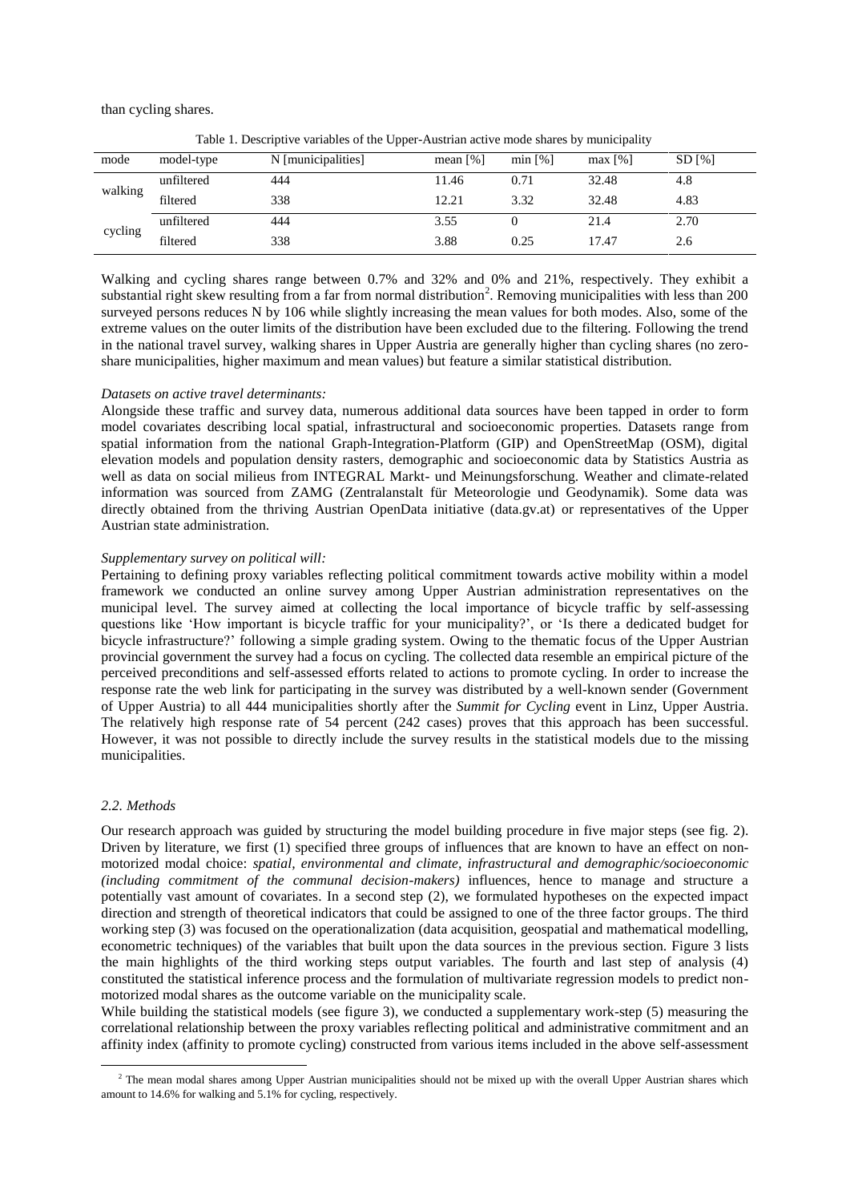than cycling shares.

Table 1. Descriptive variables of the Upper-Austrian active mode shares by municipality

| mode | model-type | N [municipalities] | mean [%] | min [%] | max [%] | SD [%] |
|---|---|---|---|---|---|---|
| walking | unfiltered | 444 | 11.46 | 0.71 | 32.48 | 4.8 |
| | filtered | 338 | 12.21 | 3.32 | 32.48 | 4.83 |
| cycling | unfiltered | 444 | 3.55 | 0 | 21.4 | 2.70 |
| | filtered | 338 | 3.88 | 0.25 | 17.47 | 2.6 |

Walking and cycling shares range between 0.7% and 32% and 0% and 21%, respectively. They exhibit a substantial right skew resulting from a far from normal distribution[2]. Removing municipalities with less than 200 surveyed persons reduces N by 106 while slightly increasing the mean values for both modes. Also, some of the extreme values on the outer limits of the distribution have been excluded due to the filtering. Following the trend in the national travel survey, walking shares in Upper Austria are generally higher than cycling shares (no zero-share municipalities, higher maximum and mean values) but feature a similar statistical distribution.

*Datasets on active travel determinants:*

Alongside these traffic and survey data, numerous additional data sources have been tapped in order to form model covariates describing local spatial, infrastructural and socioeconomic properties. Datasets range from spatial information from the national Graph-Integration-Platform (GIP) and OpenStreetMap (OSM), digital elevation models and population density rasters, demographic and socioeconomic data by Statistics Austria as well as data on social milieus from INTEGRAL Markt- und Meinungsforschung. Weather and climate-related information was sourced from ZAMG (Zentralanstalt für Meteorologie und Geodynamik). Some data was directly obtained from the thriving Austrian OpenData initiative (data.gv.at) or representatives of the Upper Austrian state administration.

*Supplementary survey on political will:*

Pertaining to defining proxy variables reflecting political commitment towards active mobility within a model framework we conducted an online survey among Upper Austrian administration representatives on the municipal level. The survey aimed at collecting the local importance of bicycle traffic by self-assessing questions like 'How important is bicycle traffic for your municipality?', or 'Is there a dedicated budget for bicycle infrastructure?' following a simple grading system. Owing to the thematic focus of the Upper Austrian provincial government the survey had a focus on cycling. The collected data resemble an empirical picture of the perceived preconditions and self-assessed efforts related to actions to promote cycling. In order to increase the response rate the web link for participating in the survey was distributed by a well-known sender (Government of Upper Austria) to all 444 municipalities shortly after the *Summit for Cycling* event in Linz, Upper Austria. The relatively high response rate of 54 percent (242 cases) proves that this approach has been successful. However, it was not possible to directly include the survey results in the statistical models due to the missing municipalities.

### *2.2. Methods*

Our research approach was guided by structuring the model building procedure in five major steps (see fig. 2). Driven by literature, we first (1) specified three groups of influences that are known to have an effect on non-motorized modal choice: *spatial, environmental and climate, infrastructural and demographic/socioeconomic (including commitment of the communal decision-makers)* influences, hence to manage and structure a potentially vast amount of covariates. In a second step (2), we formulated hypotheses on the expected impact direction and strength of theoretical indicators that could be assigned to one of the three factor groups. The third working step (3) was focused on the operationalization (data acquisition, geospatial and mathematical modelling, econometric techniques) of the variables that built upon the data sources in the previous section. Figure 3 lists the main highlights of the third working steps output variables. The fourth and last step of analysis (4) constituted the statistical inference process and the formulation of multivariate regression models to predict non-motorized modal shares as the outcome variable on the municipality scale.

While building the statistical models (see figure 3), we conducted a supplementary work-step (5) measuring the correlational relationship between the proxy variables reflecting political and administrative commitment and an affinity index (affinity to promote cycling) constructed from various items included in the above self-assessment

[2] The mean modal shares among Upper Austrian municipalities should not be mixed up with the overall Upper Austrian shares which amount to 14.6% for walking and 5.1% for cycling, respectively.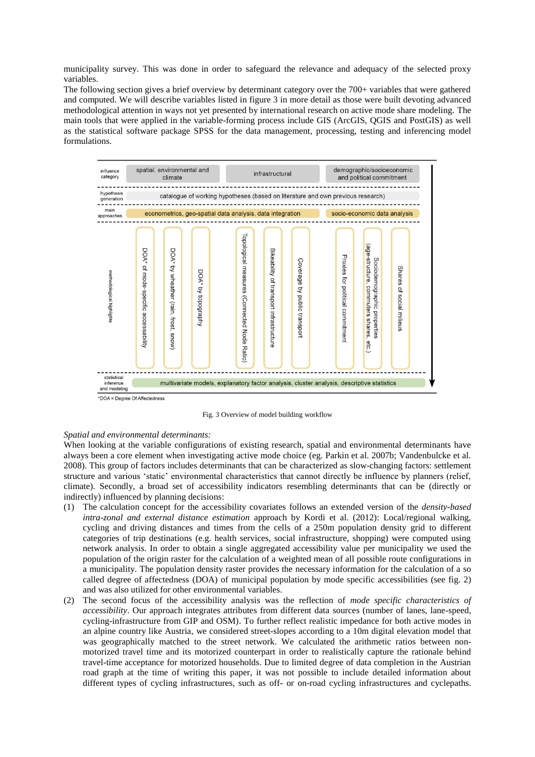municipality survey. This was done in order to safeguard the relevance and adequacy of the selected proxy variables.

The following section gives a brief overview by determinant category over the 700+ variables that were gathered and computed. We will describe variables listed in figure 3 in more detail as those were built devoting advanced methodological attention in ways not yet presented by international research on active mode share modeling. The main tools that were applied in the variable-forming process include GIS (ArcGIS, QGIS and PostGIS) as well as the statistical software package SPSS for the data management, processing, testing and inferencing model formulations.

| influence category | spatial, environmental and climate | | | infrastructural | | | demographic/socioeconomic and political commitment | | |
|---|---|---|---|---|---|---|---|---|---|
| hypothesis generation | catalogue of working hypotheses (based on literature and own previous research) | | | | | | | | |
| main approaches | econometrics, geo-spatial data analysis, data integration | | | | | | socio-economic data analysis | | |
| methodological highlights | DOA* of mode-specific accessability | DOA* by wheather (rain, frost, snow) | DOA* by topography | Topological measures (Connected Node Ratio) | Bikeability of transport infrastructure | Coverage by public transport | Proxies for political commitment | Sociodemographic properties (age-structure, commuters shares, etc.) | Shares of social milieus |
| statistical inference and modeling | multivariate models, explanatory factor analysis, cluster analysis, descriptive statistics | | | | | | | | |

*DOA = Degree Of Affectedness

Fig. 3 Overview of model building workflow

*Spatial and environmental determinants:*

When looking at the variable configurations of existing research, spatial and environmental determinants have always been a core element when investigating active mode choice (eg. Parkin et al. 2007b; Vandenbulcke et al. 2008). This group of factors includes determinants that can be characterized as slow-changing factors: settlement structure and various 'static' environmental characteristics that cannot directly be influence by planners (relief, climate). Secondly, a broad set of accessibility indicators resembling determinants that can be (directly or indirectly) influenced by planning decisions:

(1) The calculation concept for the accessibility covariates follows an extended version of the *density-based intra-zonal and external distance estimation* approach by Kordi et al. (2012): Local/regional walking, cycling and driving distances and times from the cells of a 250m population density grid to different categories of trip destinations (e.g. health services, social infrastructure, shopping) were computed using network analysis. In order to obtain a single aggregated accessibility value per municipality we used the population of the origin raster for the calculation of a weighted mean of all possible route configurations in a municipality. The population density raster provides the necessary information for the calculation of a so called degree of affectedness (DOA) of municipal population by mode specific accessibilities (see fig. 2) and was also utilized for other environmental variables.

(2) The second focus of the accessibility analysis was the reflection of *mode specific characteristics of accessibility*. Our approach integrates attributes from different data sources (number of lanes, lane-speed, cycling-infrastructure from GIP and OSM). To further reflect realistic impedance for both active modes in an alpine country like Austria, we considered street-slopes according to a 10m digital elevation model that was geographically matched to the street network. We calculated the arithmetic ratios between non-motorized travel time and its motorized counterpart in order to realistically capture the rationale behind travel-time acceptance for motorized households. Due to limited degree of data completion in the Austrian road graph at the time of writing this paper, it was not possible to include detailed information about different types of cycling infrastructures, such as off- or on-road cycling infrastructures and cyclepaths.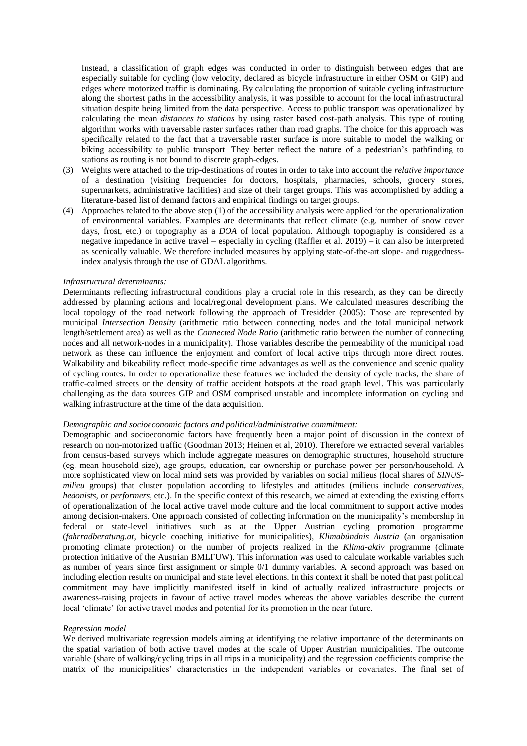Instead, a classification of graph edges was conducted in order to distinguish between edges that are especially suitable for cycling (low velocity, declared as bicycle infrastructure in either OSM or GIP) and edges where motorized traffic is dominating. By calculating the proportion of suitable cycling infrastructure along the shortest paths in the accessibility analysis, it was possible to account for the local infrastructural situation despite being limited from the data perspective. Access to public transport was operationalized by calculating the mean *distances to stations* by using raster based cost-path analysis. This type of routing algorithm works with traversable raster surfaces rather than road graphs. The choice for this approach was specifically related to the fact that a traversable raster surface is more suitable to model the walking or biking accessibility to public transport: They better reflect the nature of a pedestrian's pathfinding to stations as routing is not bound to discrete graph-edges.

(3) Weights were attached to the trip-destinations of routes in order to take into account the *relative importance* of a destination (visiting frequencies for doctors, hospitals, pharmacies, schools, grocery stores, supermarkets, administrative facilities) and size of their target groups. This was accomplished by adding a literature-based list of demand factors and empirical findings on target groups.

(4) Approaches related to the above step (1) of the accessibility analysis were applied for the operationalization of environmental variables. Examples are determinants that reflect climate (e.g. number of snow cover days, frost, etc.) or topography as a *DOA* of local population. Although topography is considered as a negative impedance in active travel – especially in cycling (Raffler et al. 2019) – it can also be interpreted as scenically valuable. We therefore included measures by applying state-of-the-art slope- and ruggedness-index analysis through the use of GDAL algorithms.

*Infrastructural determinants:*

Determinants reflecting infrastructural conditions play a crucial role in this research, as they can be directly addressed by planning actions and local/regional development plans. We calculated measures describing the local topology of the road network following the approach of Tresidder (2005): Those are represented by municipal *Intersection Density* (arithmetic ratio between connecting nodes and the total municipal network length/settlement area) as well as the *Connected Node Ratio* (arithmetic ratio between the number of connecting nodes and all network-nodes in a municipality). Those variables describe the permeability of the municipal road network as these can influence the enjoyment and comfort of local active trips through more direct routes. Walkability and bikeability reflect mode-specific time advantages as well as the convenience and scenic quality of cycling routes. In order to operationalize these features we included the density of cycle tracks, the share of traffic-calmed streets or the density of traffic accident hotspots at the road graph level. This was particularly challenging as the data sources GIP and OSM comprised unstable and incomplete information on cycling and walking infrastructure at the time of the data acquisition.

*Demographic and socioeconomic factors and political/administrative commitment:*

Demographic and socioeconomic factors have frequently been a major point of discussion in the context of research on non-motorized traffic (Goodman 2013; Heinen et al, 2010). Therefore we extracted several variables from census-based surveys which include aggregate measures on demographic structures, household structure (eg. mean household size), age groups, education, car ownership or purchase power per person/household. A more sophisticated view on local mind sets was provided by variables on social milieus (local shares of *SINUS-milieu* groups) that cluster population according to lifestyles and attitudes (milieus include *conservatives*, *hedonists*, or *performers*, etc.). In the specific context of this research, we aimed at extending the existing efforts of operationalization of the local active travel mode culture and the local commitment to support active modes among decision-makers. One approach consisted of collecting information on the municipality's membership in federal or state-level initiatives such as at the Upper Austrian cycling promotion programme (*fahrradberatung.at*, bicycle coaching initiative for municipalities), *Klimabündnis Austria* (an organisation promoting climate protection) or the number of projects realized in the *Klima-aktiv* programme (climate protection initiative of the Austrian BMLFUW). This information was used to calculate workable variables such as number of years since first assignment or simple 0/1 dummy variables. A second approach was based on including election results on municipal and state level elections. In this context it shall be noted that past political commitment may have implicitly manifested itself in kind of actually realized infrastructure projects or awareness-raising projects in favour of active travel modes whereas the above variables describe the current local 'climate' for active travel modes and potential for its promotion in the near future.

*Regression model*

We derived multivariate regression models aiming at identifying the relative importance of the determinants on the spatial variation of both active travel modes at the scale of Upper Austrian municipalities. The outcome variable (share of walking/cycling trips in all trips in a municipality) and the regression coefficients comprise the matrix of the municipalities' characteristics in the independent variables or covariates. The final set of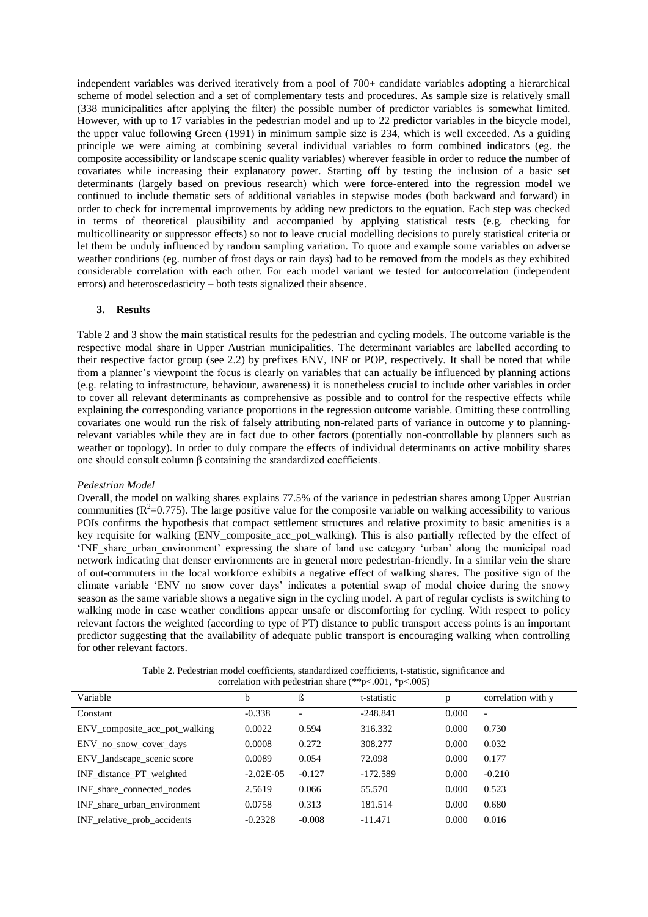independent variables was derived iteratively from a pool of 700+ candidate variables adopting a hierarchical scheme of model selection and a set of complementary tests and procedures. As sample size is relatively small (338 municipalities after applying the filter) the possible number of predictor variables is somewhat limited. However, with up to 17 variables in the pedestrian model and up to 22 predictor variables in the bicycle model, the upper value following Green (1991) in minimum sample size is 234, which is well exceeded. As a guiding principle we were aiming at combining several individual variables to form combined indicators (eg. the composite accessibility or landscape scenic quality variables) wherever feasible in order to reduce the number of covariates while increasing their explanatory power. Starting off by testing the inclusion of a basic set determinants (largely based on previous research) which were force-entered into the regression model we continued to include thematic sets of additional variables in stepwise modes (both backward and forward) in order to check for incremental improvements by adding new predictors to the equation. Each step was checked in terms of theoretical plausibility and accompanied by applying statistical tests (e.g. checking for multicollinearity or suppressor effects) so not to leave crucial modelling decisions to purely statistical criteria or let them be unduly influenced by random sampling variation. To quote and example some variables on adverse weather conditions (eg. number of frost days or rain days) had to be removed from the models as they exhibited considerable correlation with each other. For each model variant we tested for autocorrelation (independent errors) and heteroscedasticity – both tests signalized their absence.

## 3. Results

Table 2 and 3 show the main statistical results for the pedestrian and cycling models. The outcome variable is the respective modal share in Upper Austrian municipalities. The determinant variables are labelled according to their respective factor group (see 2.2) by prefixes ENV, INF or POP, respectively. It shall be noted that while from a planner's viewpoint the focus is clearly on variables that can actually be influenced by planning actions (e.g. relating to infrastructure, behaviour, awareness) it is nonetheless crucial to include other variables in order to cover all relevant determinants as comprehensive as possible and to control for the respective effects while explaining the corresponding variance proportions in the regression outcome variable. Omitting these controlling covariates one would run the risk of falsely attributing non-related parts of variance in outcome *y* to planning-relevant variables while they are in fact due to other factors (potentially non-controllable by planners such as weather or topology). In order to duly compare the effects of individual determinants on active mobility shares one should consult column β containing the standardized coefficients.

*Pedestrian Model*

Overall, the model on walking shares explains 77.5% of the variance in pedestrian shares among Upper Austrian communities ($R^2$=0.775). The large positive value for the composite variable on walking accessibility to various POIs confirms the hypothesis that compact settlement structures and relative proximity to basic amenities is a key requisite for walking (ENV_composite_acc_pot_walking). This is also partially reflected by the effect of 'INF_share_urban_environment' expressing the share of land use category 'urban' along the municipal road network indicating that denser environments are in general more pedestrian-friendly. In a similar vein the share of out-commuters in the local workforce exhibits a negative effect of walking shares. The positive sign of the climate variable 'ENV_no_snow_cover_days' indicates a potential swap of modal choice during the snowy season as the same variable shows a negative sign in the cycling model. A part of regular cyclists is switching to walking mode in case weather conditions appear unsafe or discomforting for cycling. With respect to policy relevant factors the weighted (according to type of PT) distance to public transport access points is an important predictor suggesting that the availability of adequate public transport is encouraging walking when controlling for other relevant factors.

Table 2. Pedestrian model coefficients, standardized coefficients, t-statistic, significance and correlation with pedestrian share (**p<.001, *p<.005)

| Variable | b | ß | t-statistic | p | correlation with y |
|---|---|---|---|---|---|
| Constant | -0.338 | - | -248.841 | 0.000 | - |
| ENV_composite_acc_pot_walking | 0.0022 | 0.594 | 316.332 | 0.000 | 0.730 |
| ENV_no_snow_cover_days | 0.0008 | 0.272 | 308.277 | 0.000 | 0.032 |
| ENV_landscape_scenic score | 0.0089 | 0.054 | 72.098 | 0.000 | 0.177 |
| INF_distance_PT_weighted | -2.02E-05 | -0.127 | -172.589 | 0.000 | -0.210 |
| INF_share_connected_nodes | 2.5619 | 0.066 | 55.570 | 0.000 | 0.523 |
| INF_share_urban_environment | 0.0758 | 0.313 | 181.514 | 0.000 | 0.680 |
| INF_relative_prob_accidents | -0.2328 | -0.008 | -11.471 | 0.000 | 0.016 |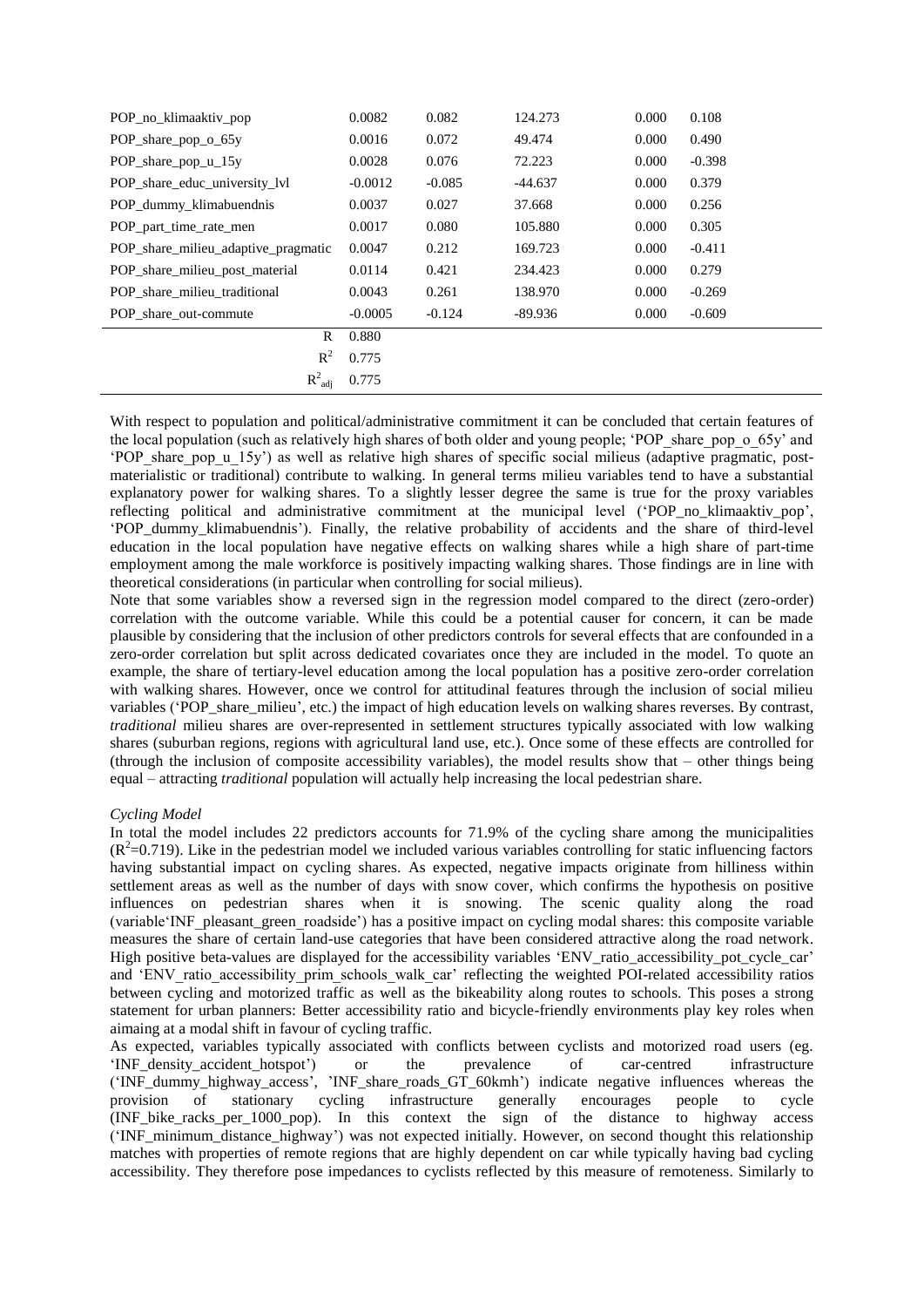| | | | | | |
|---|---|---|---|---|---|
| POP_no_klimaaktiv_pop | 0.0082 | 0.082 | 124.273 | 0.000 | 0.108 |
| POP_share_pop_o_65y | 0.0016 | 0.072 | 49.474 | 0.000 | 0.490 |
| POP_share_pop_u_15y | 0.0028 | 0.076 | 72.223 | 0.000 | -0.398 |
| POP_share_educ_university_lvl | -0.0012 | -0.085 | -44.637 | 0.000 | 0.379 |
| POP_dummy_klimabuendnis | 0.0037 | 0.027 | 37.668 | 0.000 | 0.256 |
| POP_part_time_rate_men | 0.0017 | 0.080 | 105.880 | 0.000 | 0.305 |
| POP_share_milieu_adaptive_pragmatic | 0.0047 | 0.212 | 169.723 | 0.000 | -0.411 |
| POP_share_milieu_post_material | 0.0114 | 0.421 | 234.423 | 0.000 | 0.279 |
| POP_share_milieu_traditional | 0.0043 | 0.261 | 138.970 | 0.000 | -0.269 |
| POP_share_out-commute | -0.0005 | -0.124 | -89.936 | 0.000 | -0.609 |
| R | 0.880 | | | | |
| $R^2$ | 0.775 | | | | |
| $R^2_{adj}$ | 0.775 | | | | |

With respect to population and political/administrative commitment it can be concluded that certain features of the local population (such as relatively high shares of both older and young people; 'POP_share_pop_o_65y' and 'POP_share_pop_u_15y') as well as relative high shares of specific social milieus (adaptive pragmatic, post-materialistic or traditional) contribute to walking. In general terms milieu variables tend to have a substantial explanatory power for walking shares. To a slightly lesser degree the same is true for the proxy variables reflecting political and administrative commitment at the municipal level ('POP_no_klimaaktiv_pop', 'POP_dummy_klimabuendnis'). Finally, the relative probability of accidents and the share of third-level education in the local population have negative effects on walking shares while a high share of part-time employment among the male workforce is positively impacting walking shares. Those findings are in line with theoretical considerations (in particular when controlling for social milieus).

Note that some variables show a reversed sign in the regression model compared to the direct (zero-order) correlation with the outcome variable. While this could be a potential causer for concern, it can be made plausible by considering that the inclusion of other predictors controls for several effects that are confounded in a zero-order correlation but split across dedicated covariates once they are included in the model. To quote an example, the share of tertiary-level education among the local population has a positive zero-order correlation with walking shares. However, once we control for attitudinal features through the inclusion of social milieu variables ('POP_share_milieu', etc.) the impact of high education levels on walking shares reverses. By contrast, *traditional* milieu shares are over-represented in settlement structures typically associated with low walking shares (suburban regions, regions with agricultural land use, etc.). Once some of these effects are controlled for (through the inclusion of composite accessibility variables), the model results show that – other things being equal – attracting *traditional* population will actually help increasing the local pedestrian share.

*Cycling Model*

In total the model includes 22 predictors accounts for 71.9% of the cycling share among the municipalities ($R^2$=0.719). Like in the pedestrian model we included various variables controlling for static influencing factors having substantial impact on cycling shares. As expected, negative impacts originate from hilliness within settlement areas as well as the number of days with snow cover, which confirms the hypothesis on positive influences on pedestrian shares when it is snowing. The scenic quality along the road (variable'INF_pleasant_green_roadside') has a positive impact on cycling modal shares: this composite variable measures the share of certain land-use categories that have been considered attractive along the road network. High positive beta-values are displayed for the accessibility variables 'ENV_ratio_accessibility_pot_cycle_car' and 'ENV_ratio_accessibility_prim_schools_walk_car' reflecting the weighted POI-related accessibility ratios between cycling and motorized traffic as well as the bikeability along routes to schools. This poses a strong statement for urban planners: Better accessibility ratio and bicycle-friendly environments play key roles when aiming at a modal shift in favour of cycling traffic.

As expected, variables typically associated with conflicts between cyclists and motorized road users (eg. 'INF_density_accident_hotspot') or the prevalence of car-centred infrastructure ('INF_dummy_highway_access', 'INF_share_roads_GT_60kmh') indicate negative influences whereas the provision of stationary cycling infrastructure generally encourages people to cycle (INF_bike_racks_per_1000_pop). In this context the sign of the distance to highway access ('INF_minimum_distance_highway') was not expected initially. However, on second thought this relationship matches with properties of remote regions that are highly dependent on car while typically having bad cycling accessibility. They therefore pose impedances to cyclists reflected by this measure of remoteness. Similarly to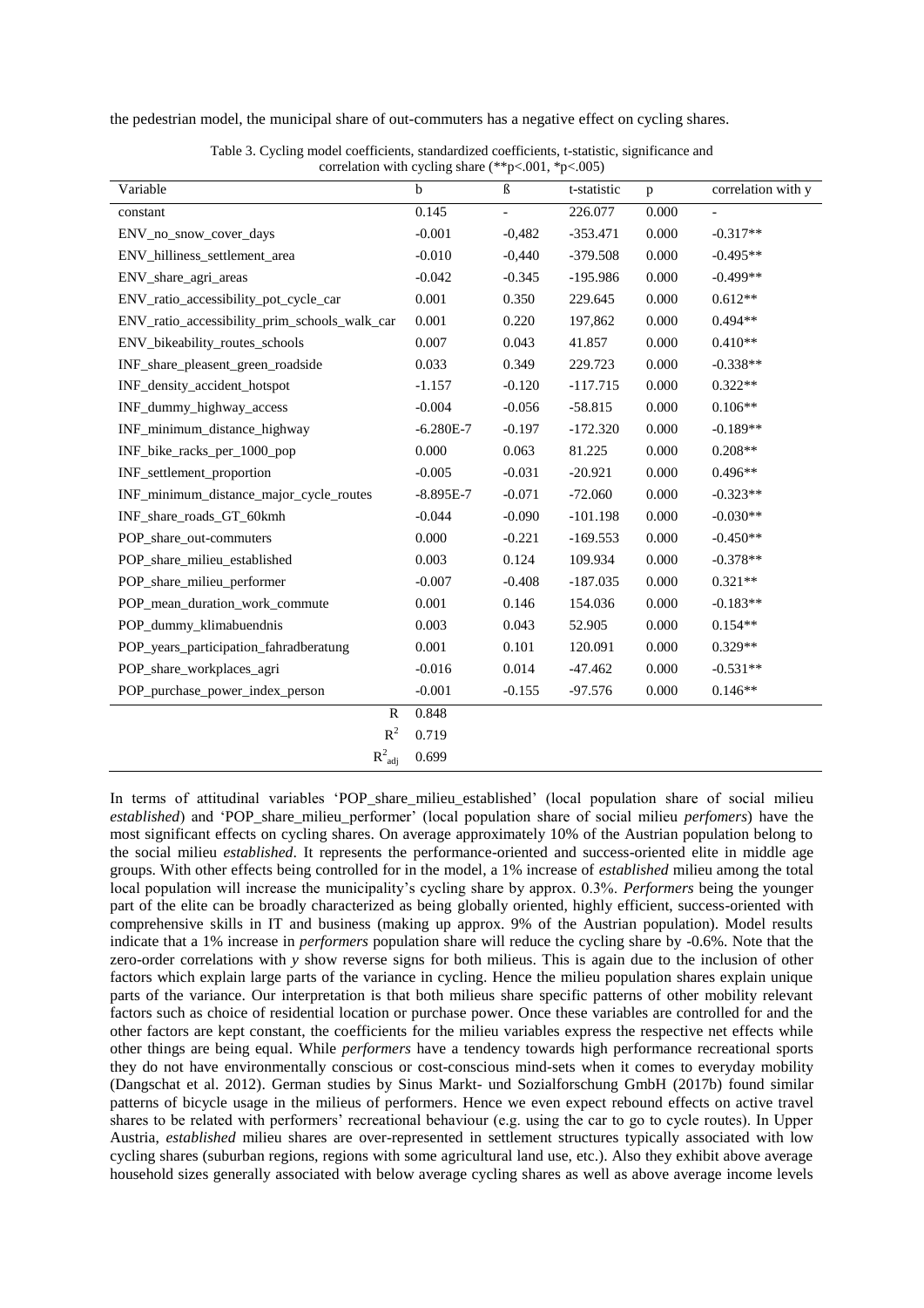the pedestrian model, the municipal share of out-commuters has a negative effect on cycling shares.

Table 3. Cycling model coefficients, standardized coefficients, t-statistic, significance and correlation with cycling share (**p<.001, *p<.005)

| Variable | b | ß | t-statistic | p | correlation with y |
|---|---|---|---|---|---|
| constant | 0.145 | - | 226.077 | 0.000 | - |
| ENV_no_snow_cover_days | -0.001 | -0,482 | -353.471 | 0.000 | -0.317** |
| ENV_hilliness_settlement_area | -0.010 | -0,440 | -379.508 | 0.000 | -0.495** |
| ENV_share_agri_areas | -0.042 | -0.345 | -195.986 | 0.000 | -0.499** |
| ENV_ratio_accessibility_pot_cycle_car | 0.001 | 0.350 | 229.645 | 0.000 | 0.612** |
| ENV_ratio_accessibility_prim_schools_walk_car | 0.001 | 0.220 | 197,862 | 0.000 | 0.494** |
| ENV_bikeability_routes_schools | 0.007 | 0.043 | 41.857 | 0.000 | 0.410** |
| INF_share_pleasent_green_roadside | 0.033 | 0.349 | 229.723 | 0.000 | -0.338** |
| INF_density_accident_hotspot | -1.157 | -0.120 | -117.715 | 0.000 | 0.322** |
| INF_dummy_highway_access | -0.004 | -0.056 | -58.815 | 0.000 | 0.106** |
| INF_minimum_distance_highway | -6.280E-7 | -0.197 | -172.320 | 0.000 | -0.189** |
| INF_bike_racks_per_1000_pop | 0.000 | 0.063 | 81.225 | 0.000 | 0.208** |
| INF_settlement_proportion | -0.005 | -0.031 | -20.921 | 0.000 | 0.496** |
| INF_minimum_distance_major_cycle_routes | -8.895E-7 | -0.071 | -72.060 | 0.000 | -0.323** |
| INF_share_roads_GT_60kmh | -0.044 | -0.090 | -101.198 | 0.000 | -0.030** |
| POP_share_out-commuters | 0.000 | -0.221 | -169.553 | 0.000 | -0.450** |
| POP_share_milieu_established | 0.003 | 0.124 | 109.934 | 0.000 | -0.378** |
| POP_share_milieu_performer | -0.007 | -0.408 | -187.035 | 0.000 | 0.321** |
| POP_mean_duration_work_commute | 0.001 | 0.146 | 154.036 | 0.000 | -0.183** |
| POP_dummy_klimabuendnis | 0.003 | 0.043 | 52.905 | 0.000 | 0.154** |
| POP_years_participation_fahrradberatung | 0.001 | 0.101 | 120.091 | 0.000 | 0.329** |
| POP_share_workplaces_agri | -0.016 | 0.014 | -47.462 | 0.000 | -0.531** |
| POP_purchase_power_index_person | -0.001 | -0.155 | -97.576 | 0.000 | 0.146** |
| R | 0.848 | | | | |
| $R^2$ | 0.719 | | | | |
| $R^2_{adj}$ | 0.699 | | | | |

In terms of attitudinal variables 'POP_share_milieu_established' (local population share of social milieu *established*) and 'POP_share_milieu_performer' (local population share of social milieu *perfomers*) have the most significant effects on cycling shares. On average approximately 10% of the Austrian population belong to the social milieu *established*. It represents the performance-oriented and success-oriented elite in middle age groups. With other effects being controlled for in the model, a 1% increase of *established* milieu among the total local population will increase the municipality's cycling share by approx. 0.3%. *Performers* being the younger part of the elite can be broadly characterized as being globally oriented, highly efficient, success-oriented with comprehensive skills in IT and business (making up approx. 9% of the Austrian population). Model results indicate that a 1% increase in *performers* population share will reduce the cycling share by -0.6%. Note that the zero-order correlations with *y* show reverse signs for both milieus. This is again due to the inclusion of other factors which explain large parts of the variance in cycling. Hence the milieu population shares explain unique parts of the variance. Our interpretation is that both milieus share specific patterns of other mobility relevant factors such as choice of residential location or purchase power. Once these variables are controlled for and the other factors are kept constant, the coefficients for the milieu variables express the respective net effects while other things are being equal. While *performers* have a tendency towards high performance recreational sports they do not have environmentally conscious or cost-conscious mind-sets when it comes to everyday mobility (Dangschat et al. 2012). German studies by Sinus Markt- und Sozialforschung GmbH (2017b) found similar patterns of bicycle usage in the milieus of performers. Hence we even expect rebound effects on active travel shares to be related with performers' recreational behaviour (e.g. using the car to go to cycle routes). In Upper Austria, *established* milieu shares are over-represented in settlement structures typically associated with low cycling shares (suburban regions, regions with some agricultural land use, etc.). Also they exhibit above average household sizes generally associated with below average cycling shares as well as above average income levels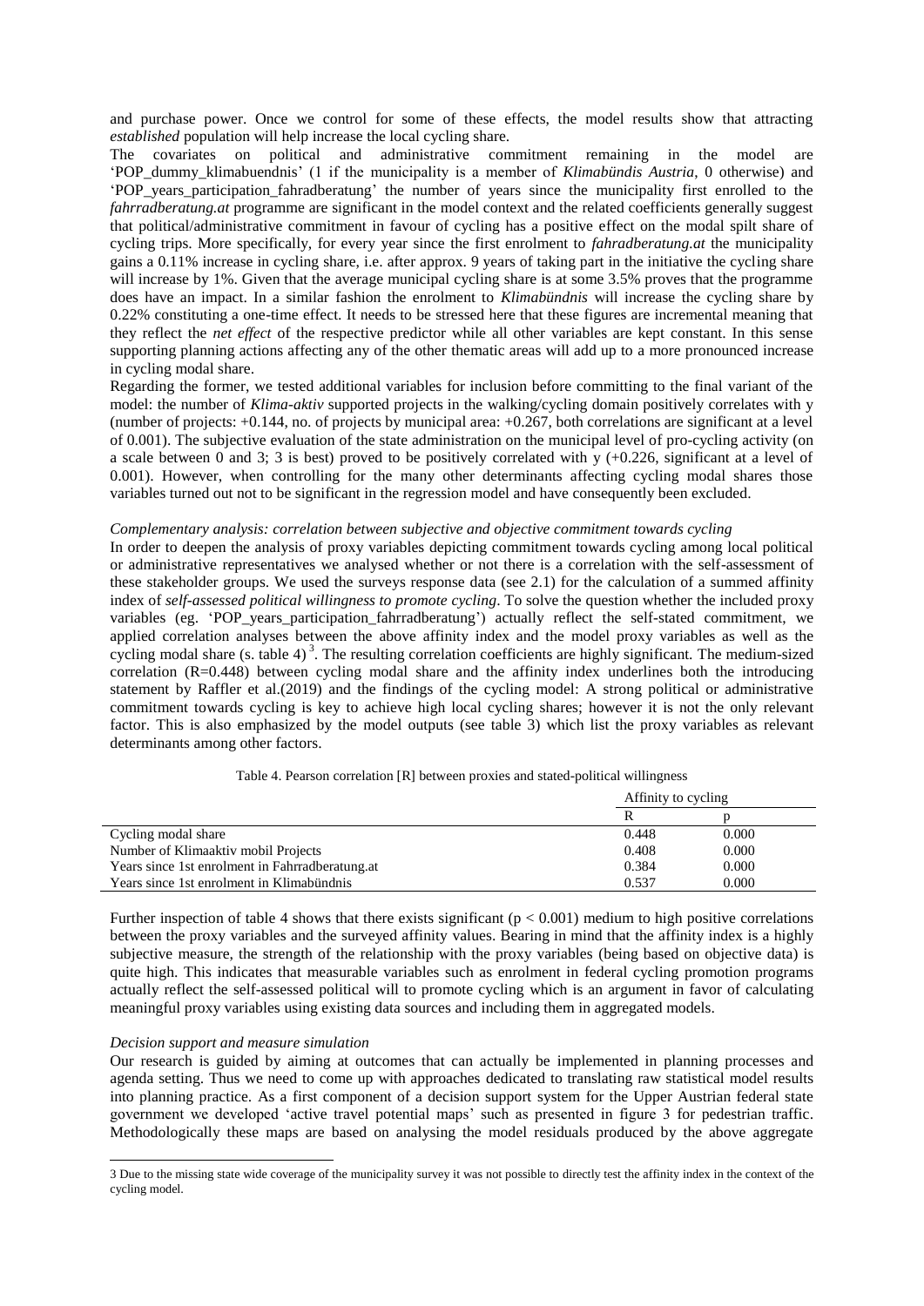and purchase power. Once we control for some of these effects, the model results show that attracting *established* population will help increase the local cycling share.

The covariates on political and administrative commitment remaining in the model are 'POP_dummy_klimabuendnis' (1 if the municipality is a member of *Klimabündis Austria*, 0 otherwise) and 'POP_years_participation_fahradberatung' the number of years since the municipality first enrolled to the *fahrradberatung.at* programme are significant in the model context and the related coefficients generally suggest that political/administrative commitment in favour of cycling has a positive effect on the modal spilt share of cycling trips. More specifically, for every year since the first enrolment to *fahradberatung.at* the municipality gains a 0.11% increase in cycling share, i.e. after approx. 9 years of taking part in the initiative the cycling share will increase by 1%. Given that the average municipal cycling share is at some 3.5% proves that the programme does have an impact. In a similar fashion the enrolment to *Klimabündnis* will increase the cycling share by 0.22% constituting a one-time effect. It needs to be stressed here that these figures are incremental meaning that they reflect the *net effect* of the respective predictor while all other variables are kept constant. In this sense supporting planning actions affecting any of the other thematic areas will add up to a more pronounced increase in cycling modal share.

Regarding the former, we tested additional variables for inclusion before committing to the final variant of the model: the number of *Klima-aktiv* supported projects in the walking/cycling domain positively correlates with y (number of projects: +0.144, no. of projects by municipal area: +0.267, both correlations are significant at a level of 0.001). The subjective evaluation of the state administration on the municipal level of pro-cycling activity (on a scale between 0 and 3; 3 is best) proved to be positively correlated with y (+0.226, significant at a level of 0.001). However, when controlling for the many other determinants affecting cycling modal shares those variables turned out not to be significant in the regression model and have consequently been excluded.

*Complementary analysis: correlation between subjective and objective commitment towards cycling*

In order to deepen the analysis of proxy variables depicting commitment towards cycling among local political or administrative representatives we analysed whether or not there is a correlation with the self-assessment of these stakeholder groups. We used the surveys response data (see 2.1) for the calculation of a summed affinity index of *self-assessed political willingness to promote cycling*. To solve the question whether the included proxy variables (eg. 'POP_years_participation_fahrradberatung') actually reflect the self-stated commitment, we applied correlation analyses between the above affinity index and the model proxy variables as well as the cycling modal share (s. table 4) [3]. The resulting correlation coefficients are highly significant. The medium-sized correlation (R=0.448) between cycling modal share and the affinity index underlines both the introducing statement by Raffler et al.(2019) and the findings of the cycling model: A strong political or administrative commitment towards cycling is key to achieve high local cycling shares; however it is not the only relevant factor. This is also emphasized by the model outputs (see table 3) which list the proxy variables as relevant determinants among other factors.

Table 4. Pearson correlation [R] between proxies and stated-political willingness

| | Affinity to cycling | |
|---|---|---|
| | R | p |
| Cycling modal share | 0.448 | 0.000 |
| Number of Klimaaktiv mobil Projects | 0.408 | 0.000 |
| Years since 1st enrolment in Fahrradberatung.at | 0.384 | 0.000 |
| Years since 1st enrolment in Klimabündnis | 0.537 | 0.000 |

Further inspection of table 4 shows that there exists significant ($p < 0.001$) medium to high positive correlations between the proxy variables and the surveyed affinity values. Bearing in mind that the affinity index is a highly subjective measure, the strength of the relationship with the proxy variables (being based on objective data) is quite high. This indicates that measurable variables such as enrolment in federal cycling promotion programs actually reflect the self-assessed political will to promote cycling which is an argument in favor of calculating meaningful proxy variables using existing data sources and including them in aggregated models.

*Decision support and measure simulation*

Our research is guided by aiming at outcomes that can actually be implemented in planning processes and agenda setting. Thus we need to come up with approaches dedicated to translating raw statistical model results into planning practice. As a first component of a decision support system for the Upper Austrian federal state government we developed 'active travel potential maps' such as presented in figure 3 for pedestrian traffic. Methodologically these maps are based on analysing the model residuals produced by the above aggregate

[3] Due to the missing state wide coverage of the municipality survey it was not possible to directly test the affinity index in the context of the cycling model.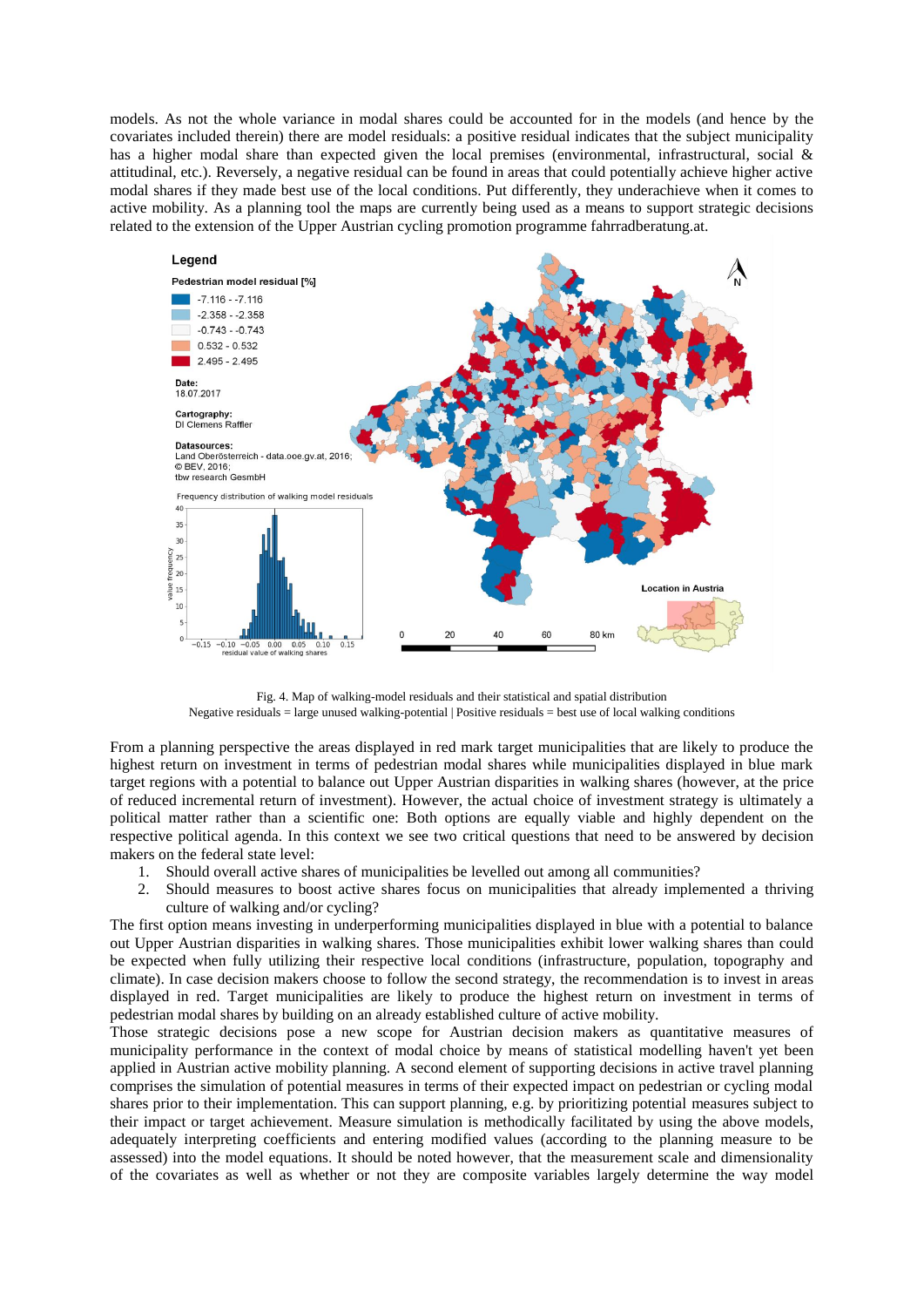models. As not the whole variance in modal shares could be accounted for in the models (and hence by the covariates included therein) there are model residuals: a positive residual indicates that the subject municipality has a higher modal share than expected given the local premises (environmental, infrastructural, social & attitudinal, etc.). Reversely, a negative residual can be found in areas that could potentially achieve higher active modal shares if they made best use of the local conditions. Put differently, they underachieve when it comes to active mobility. As a planning tool the maps are currently being used as a means to support strategic decisions related to the extension of the Upper Austrian cycling promotion programme fahrradberatung.at.

Fig. 4. Map of walking-model residuals and their statistical and spatial distribution
Negative residuals = large unused walking-potential | Positive residuals = best use of local walking conditions

From a planning perspective the areas displayed in red mark target municipalities that are likely to produce the highest return on investment in terms of pedestrian modal shares while municipalities displayed in blue mark target regions with a potential to balance out Upper Austrian disparities in walking shares (however, at the price of reduced incremental return of investment). However, the actual choice of investment strategy is ultimately a political matter rather than a scientific one: Both options are equally viable and highly dependent on the respective political agenda. In this context we see two critical questions that need to be answered by decision makers on the federal state level:

1. Should overall active shares of municipalities be levelled out among all communities?
2. Should measures to boost active shares focus on municipalities that already implemented a thriving culture of walking and/or cycling?

The first option means investing in underperforming municipalities displayed in blue with a potential to balance out Upper Austrian disparities in walking shares. Those municipalities exhibit lower walking shares than could be expected when fully utilizing their respective local conditions (infrastructure, population, topography and climate). In case decision makers choose to follow the second strategy, the recommendation is to invest in areas displayed in red. Target municipalities are likely to produce the highest return on investment in terms of pedestrian modal shares by building on an already established culture of active mobility.

Those strategic decisions pose a new scope for Austrian decision makers as quantitative measures of municipality performance in the context of modal choice by means of statistical modelling haven't yet been applied in Austrian active mobility planning. A second element of supporting decisions in active travel planning comprises the simulation of potential measures in terms of their expected impact on pedestrian or cycling modal shares prior to their implementation. This can support planning, e.g. by prioritizing potential measures subject to their impact or target achievement. Measure simulation is methodically facilitated by using the above models, adequately interpreting coefficients and entering modified values (according to the planning measure to be assessed) into the model equations. It should be noted however, that the measurement scale and dimensionality of the covariates as well as whether or not they are composite variables largely determine the way model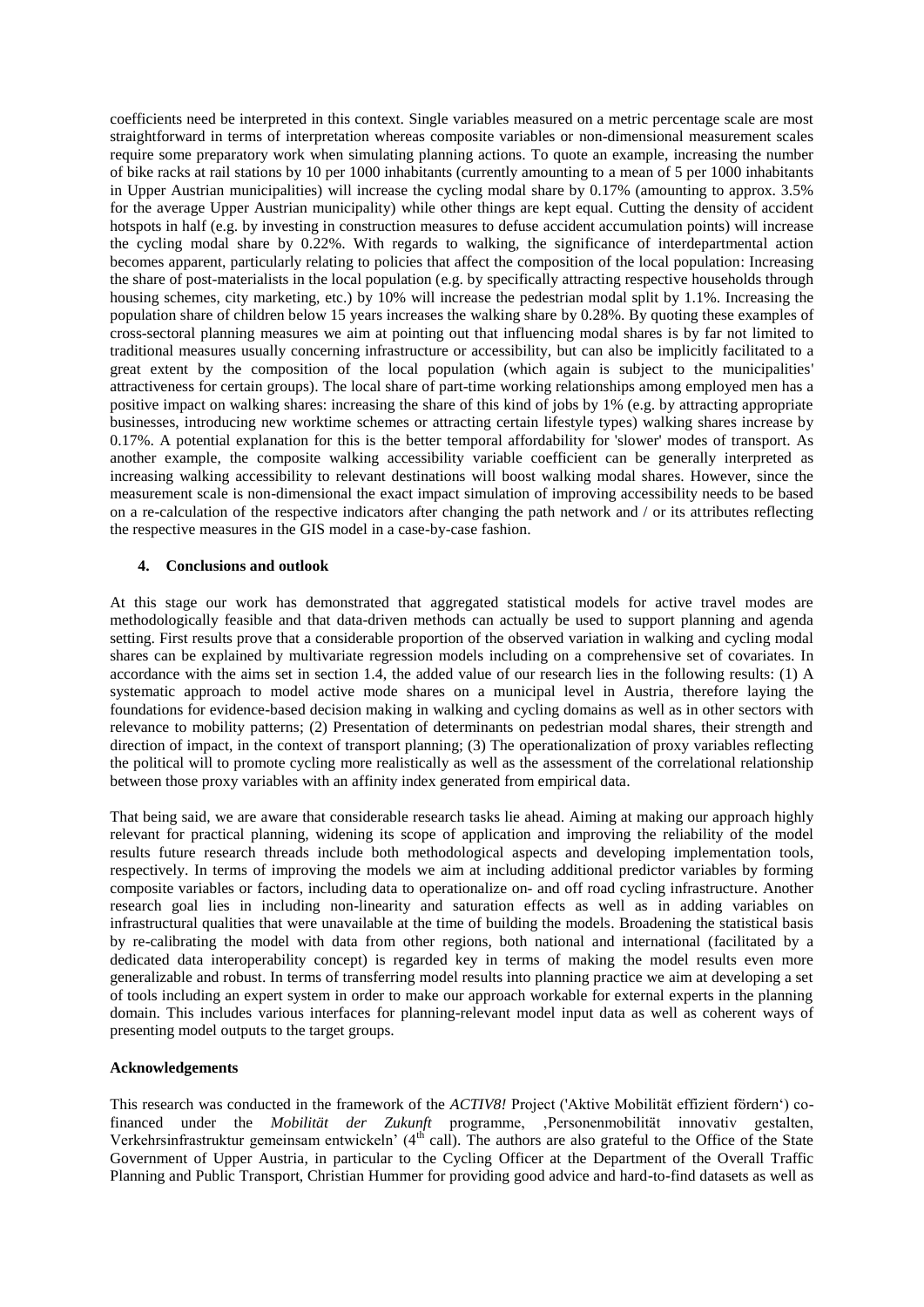coefficients need be interpreted in this context. Single variables measured on a metric percentage scale are most straightforward in terms of interpretation whereas composite variables or non-dimensional measurement scales require some preparatory work when simulating planning actions. To quote an example, increasing the number of bike racks at rail stations by 10 per 1000 inhabitants (currently amounting to a mean of 5 per 1000 inhabitants in Upper Austrian municipalities) will increase the cycling modal share by 0.17% (amounting to approx. 3.5% for the average Upper Austrian municipality) while other things are kept equal. Cutting the density of accident hotspots in half (e.g. by investing in construction measures to defuse accident accumulation points) will increase the cycling modal share by 0.22%. With regards to walking, the significance of interdepartmental action becomes apparent, particularly relating to policies that affect the composition of the local population: Increasing the share of post-materialists in the local population (e.g. by specifically attracting respective households through housing schemes, city marketing, etc.) by 10% will increase the pedestrian modal split by 1.1%. Increasing the population share of children below 15 years increases the walking share by 0.28%. By quoting these examples of cross-sectoral planning measures we aim at pointing out that influencing modal shares is by far not limited to traditional measures usually concerning infrastructure or accessibility, but can also be implicitly facilitated to a great extent by the composition of the local population (which again is subject to the municipalities' attractiveness for certain groups). The local share of part-time working relationships among employed men has a positive impact on walking shares: increasing the share of this kind of jobs by 1% (e.g. by attracting appropriate businesses, introducing new worktime schemes or attracting certain lifestyle types) walking shares increase by 0.17%. A potential explanation for this is the better temporal affordability for 'slower' modes of transport. As another example, the composite walking accessibility variable coefficient can be generally interpreted as increasing walking accessibility to relevant destinations will boost walking modal shares. However, since the measurement scale is non-dimensional the exact impact simulation of improving accessibility needs to be based on a re-calculation of the respective indicators after changing the path network and / or its attributes reflecting the respective measures in the GIS model in a case-by-case fashion.

## 4. Conclusions and outlook

At this stage our work has demonstrated that aggregated statistical models for active travel modes are methodologically feasible and that data-driven methods can actually be used to support planning and agenda setting. First results prove that a considerable proportion of the observed variation in walking and cycling modal shares can be explained by multivariate regression models including on a comprehensive set of covariates. In accordance with the aims set in section 1.4, the added value of our research lies in the following results: (1) A systematic approach to model active mode shares on a municipal level in Austria, therefore laying the foundations for evidence-based decision making in walking and cycling domains as well as in other sectors with relevance to mobility patterns; (2) Presentation of determinants on pedestrian modal shares, their strength and direction of impact, in the context of transport planning; (3) The operationalization of proxy variables reflecting the political will to promote cycling more realistically as well as the assessment of the correlational relationship between those proxy variables with an affinity index generated from empirical data.

That being said, we are aware that considerable research tasks lie ahead. Aiming at making our approach highly relevant for practical planning, widening its scope of application and improving the reliability of the model results future research threads include both methodological aspects and developing implementation tools, respectively. In terms of improving the models we aim at including additional predictor variables by forming composite variables or factors, including data to operationalize on- and off road cycling infrastructure. Another research goal lies in including non-linearity and saturation effects as well as in adding variables on infrastructural qualities that were unavailable at the time of building the models. Broadening the statistical basis by re-calibrating the model with data from other regions, both national and international (facilitated by a dedicated data interoperability concept) is regarded key in terms of making the model results even more generalizable and robust. In terms of transferring model results into planning practice we aim at developing a set of tools including an expert system in order to make our approach workable for external experts in the planning domain. This includes various interfaces for planning-relevant model input data as well as coherent ways of presenting model outputs to the target groups.

## Acknowledgements

This research was conducted in the framework of the *ACTIV8!* Project ('Aktive Mobilität effizient fördern') co-financed under the *Mobilität der Zukunft* programme, ‚Personenmobilität innovativ gestalten, Verkehrsinfrastruktur gemeinsam entwickeln' (4th call). The authors are also grateful to the Office of the State Government of Upper Austria, in particular to the Cycling Officer at the Department of the Overall Traffic Planning and Public Transport, Christian Hummer for providing good advice and hard-to-find datasets as well as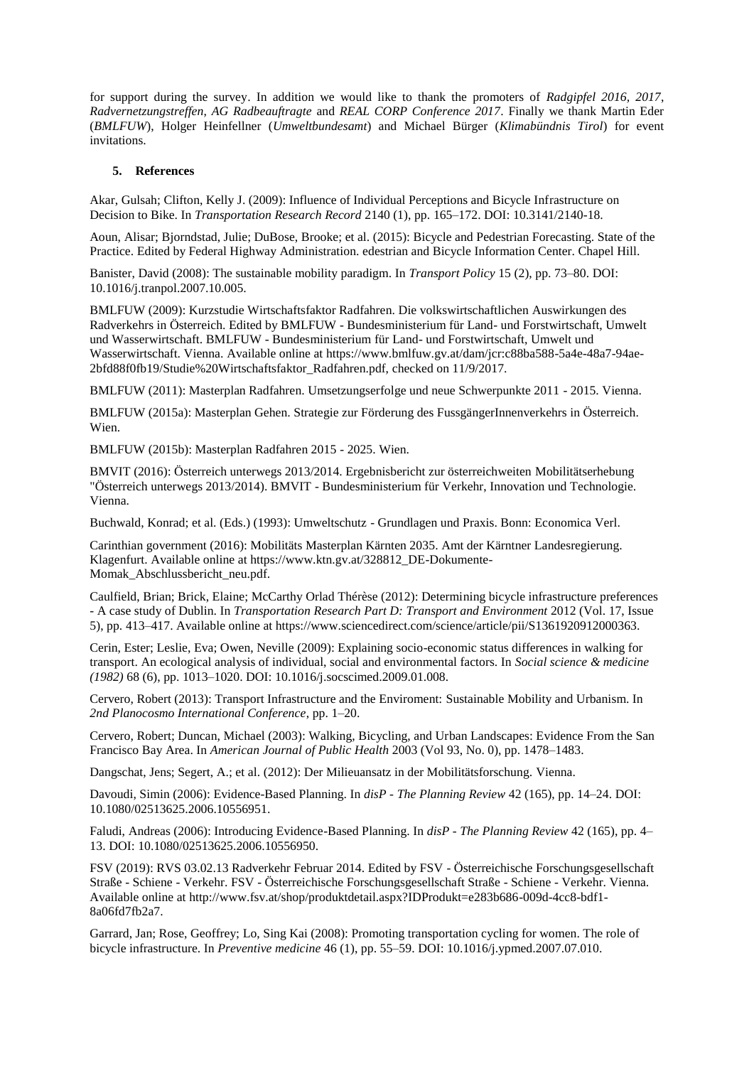for support during the survey. In addition we would like to thank the promoters of *Radgipfel 2016, 2017*, *Radvernetzungstreffen*, *AG Radbeauftragte* and *REAL CORP Conference 2017*. Finally we thank Martin Eder (*BMLFUW*), Holger Heinfellner (*Umweltbundesamt*) and Michael Bürger (*Klimabündnis Tirol*) for event invitations.

### 5. References

Akar, Gulsah; Clifton, Kelly J. (2009): Influence of Individual Perceptions and Bicycle Infrastructure on Decision to Bike. In *Transportation Research Record* 2140 (1), pp. 165–172. DOI: 10.3141/2140-18.

Aoun, Alisar; Bjorndstad, Julie; DuBose, Brooke; et al. (2015): Bicycle and Pedestrian Forecasting. State of the Practice. Edited by Federal Highway Administration. edestrian and Bicycle Information Center. Chapel Hill.

Banister, David (2008): The sustainable mobility paradigm. In *Transport Policy* 15 (2), pp. 73–80. DOI: 10.1016/j.tranpol.2007.10.005.

BMLFUW (2009): Kurzstudie Wirtschaftsfaktor Radfahren. Die volkswirtschaftlichen Auswirkungen des Radverkehrs in Österreich. Edited by BMLFUW - Bundesministerium für Land- und Forstwirtschaft, Umwelt und Wasserwirtschaft. BMLFUW - Bundesministerium für Land- und Forstwirtschaft, Umwelt und Wasserwirtschaft. Vienna. Available online at https://www.bmlfuw.gv.at/dam/jcr:c88ba588-5a4e-48a7-94ae-2bfd88f0fb19/Studie%20Wirtschaftsfaktor_Radfahren.pdf, checked on 11/9/2017.

BMLFUW (2011): Masterplan Radfahren. Umsetzungserfolge und neue Schwerpunkte 2011 - 2015. Vienna.

BMLFUW (2015a): Masterplan Gehen. Strategie zur Förderung des FussgängerInnenverkehrs in Österreich. Wien.

BMLFUW (2015b): Masterplan Radfahren 2015 - 2025. Wien.

BMVIT (2016): Österreich unterwegs 2013/2014. Ergebnisbericht zur österreichweiten Mobilitätserhebung "Österreich unterwegs 2013/2014). BMVIT - Bundesministerium für Verkehr, Innovation und Technologie. Vienna.

Buchwald, Konrad; et al. (Eds.) (1993): Umweltschutz - Grundlagen und Praxis. Bonn: Economica Verl.

Carinthian government (2016): Mobilitäts Masterplan Kärnten 2035. Amt der Kärntner Landesregierung. Klagenfurt. Available online at https://www.ktn.gv.at/328812_DE-Dokumente-Momak_Abschlussbericht_neu.pdf.

Caulfield, Brian; Brick, Elaine; McCarthy Orlad Thérèse (2012): Determining bicycle infrastructure preferences - A case study of Dublin. In *Transportation Research Part D: Transport and Environment* 2012 (Vol. 17, Issue 5), pp. 413–417. Available online at https://www.sciencedirect.com/science/article/pii/S1361920912000363.

Cerin, Ester; Leslie, Eva; Owen, Neville (2009): Explaining socio-economic status differences in walking for transport. An ecological analysis of individual, social and environmental factors. In *Social science & medicine (1982)* 68 (6), pp. 1013–1020. DOI: 10.1016/j.socscimed.2009.01.008.

Cervero, Robert (2013): Transport Infrastructure and the Enviroment: Sustainable Mobility and Urbanism. In *2nd Planocosmo International Conference*, pp. 1–20.

Cervero, Robert; Duncan, Michael (2003): Walking, Bicycling, and Urban Landscapes: Evidence From the San Francisco Bay Area. In *American Journal of Public Health* 2003 (Vol 93, No. 0), pp. 1478–1483.

Dangschat, Jens; Segert, A.; et al. (2012): Der Milieuansatz in der Mobilitätsforschung. Vienna.

Davoudi, Simin (2006): Evidence-Based Planning. In *disP - The Planning Review* 42 (165), pp. 14–24. DOI: 10.1080/02513625.2006.10556951.

Faludi, Andreas (2006): Introducing Evidence-Based Planning. In *disP - The Planning Review* 42 (165), pp. 4–13. DOI: 10.1080/02513625.2006.10556950.

FSV (2019): RVS 03.02.13 Radverkehr Februar 2014. Edited by FSV - Österreichische Forschungsgesellschaft Straße - Schiene - Verkehr. FSV - Österreichische Forschungsgesellschaft Straße - Schiene - Verkehr. Vienna. Available online at http://www.fsv.at/shop/produktdetail.aspx?IDProdukt=e283b686-009d-4cc8-bdf1-8a06fd7fb2a7.

Garrard, Jan; Rose, Geoffrey; Lo, Sing Kai (2008): Promoting transportation cycling for women. The role of bicycle infrastructure. In *Preventive medicine* 46 (1), pp. 55–59. DOI: 10.1016/j.ypmed.2007.07.010.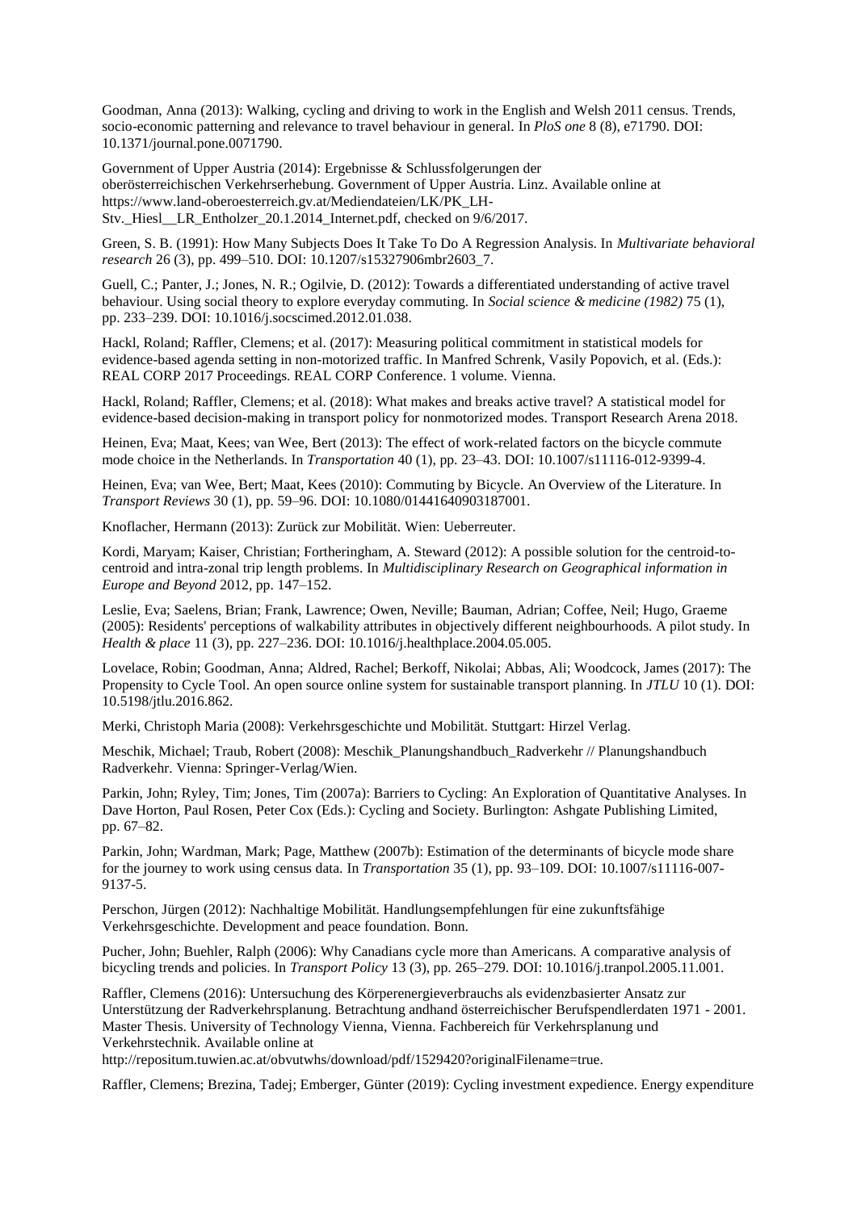Goodman, Anna (2013): Walking, cycling and driving to work in the English and Welsh 2011 census. Trends, socio-economic patterning and relevance to travel behaviour in general. In *PloS one* 8 (8), e71790. DOI: 10.1371/journal.pone.0071790.

Government of Upper Austria (2014): Ergebnisse & Schlussfolgerungen der oberösterreichischen Verkehrserhebung. Government of Upper Austria. Linz. Available online at https://www.land-oberoesterreich.gv.at/Mediendateien/LK/PK_LH-Stv._Hiesl__LR_Entholzer_20.1.2014_Internet.pdf, checked on 9/6/2017.

Green, S. B. (1991): How Many Subjects Does It Take To Do A Regression Analysis. In *Multivariate behavioral research* 26 (3), pp. 499–510. DOI: 10.1207/s15327906mbr2603_7.

Guell, C.; Panter, J.; Jones, N. R.; Ogilvie, D. (2012): Towards a differentiated understanding of active travel behaviour. Using social theory to explore everyday commuting. In *Social science & medicine (1982)* 75 (1), pp. 233–239. DOI: 10.1016/j.socscimed.2012.01.038.

Hackl, Roland; Raffler, Clemens; et al. (2017): Measuring political commitment in statistical models for evidence-based agenda setting in non-motorized traffic. In Manfred Schrenk, Vasily Popovich, et al. (Eds.): REAL CORP 2017 Proceedings. REAL CORP Conference. 1 volume. Vienna.

Hackl, Roland; Raffler, Clemens; et al. (2018): What makes and breaks active travel? A statistical model for evidence-based decision-making in transport policy for nonmotorized modes. Transport Research Arena 2018.

Heinen, Eva; Maat, Kees; van Wee, Bert (2013): The effect of work-related factors on the bicycle commute mode choice in the Netherlands. In *Transportation* 40 (1), pp. 23–43. DOI: 10.1007/s11116-012-9399-4.

Heinen, Eva; van Wee, Bert; Maat, Kees (2010): Commuting by Bicycle. An Overview of the Literature. In *Transport Reviews* 30 (1), pp. 59–96. DOI: 10.1080/01441640903187001.

Knoflacher, Hermann (2013): Zurück zur Mobilität. Wien: Ueberreuter.

Kordi, Maryam; Kaiser, Christian; Fortheringham, A. Steward (2012): A possible solution for the centroid-to-centroid and intra-zonal trip length problems. In *Multidisciplinary Research on Geographical information in Europe and Beyond* 2012, pp. 147–152.

Leslie, Eva; Saelens, Brian; Frank, Lawrence; Owen, Neville; Bauman, Adrian; Coffee, Neil; Hugo, Graeme (2005): Residents' perceptions of walkability attributes in objectively different neighbourhoods. A pilot study. In *Health & place* 11 (3), pp. 227–236. DOI: 10.1016/j.healthplace.2004.05.005.

Lovelace, Robin; Goodman, Anna; Aldred, Rachel; Berkoff, Nikolai; Abbas, Ali; Woodcock, James (2017): The Propensity to Cycle Tool. An open source online system for sustainable transport planning. In *JTLU* 10 (1). DOI: 10.5198/jtlu.2016.862.

Merki, Christoph Maria (2008): Verkehrsgeschichte und Mobilität. Stuttgart: Hirzel Verlag.

Meschik, Michael; Traub, Robert (2008): Meschik_Planungshandbuch_Radverkehr // Planungshandbuch Radverkehr. Vienna: Springer-Verlag/Wien.

Parkin, John; Ryley, Tim; Jones, Tim (2007a): Barriers to Cycling: An Exploration of Quantitative Analyses. In Dave Horton, Paul Rosen, Peter Cox (Eds.): Cycling and Society. Burlington: Ashgate Publishing Limited, pp. 67–82.

Parkin, John; Wardman, Mark; Page, Matthew (2007b): Estimation of the determinants of bicycle mode share for the journey to work using census data. In *Transportation* 35 (1), pp. 93–109. DOI: 10.1007/s11116-007-9137-5.

Perschon, Jürgen (2012): Nachhaltige Mobilität. Handlungsempfehlungen für eine zukunftsfähige Verkehrsgeschichte. Development and peace foundation. Bonn.

Pucher, John; Buehler, Ralph (2006): Why Canadians cycle more than Americans. A comparative analysis of bicycling trends and policies. In *Transport Policy* 13 (3), pp. 265–279. DOI: 10.1016/j.tranpol.2005.11.001.

Raffler, Clemens (2016): Untersuchung des Körperenergieverbrauchs als evidenzbasierter Ansatz zur Unterstützung der Radverkehrsplanung. Betrachtung andhand österreichischer Berufspendlerdaten 1971 - 2001. Master Thesis. University of Technology Vienna, Vienna. Fachbereich für Verkehrsplanung und Verkehrstechnik. Available online at http://repositum.tuwien.ac.at/obvutwhs/download/pdf/1529420?originalFilename=true.

Raffler, Clemens; Brezina, Tadej; Emberger, Günter (2019): Cycling investment expedience. Energy expenditure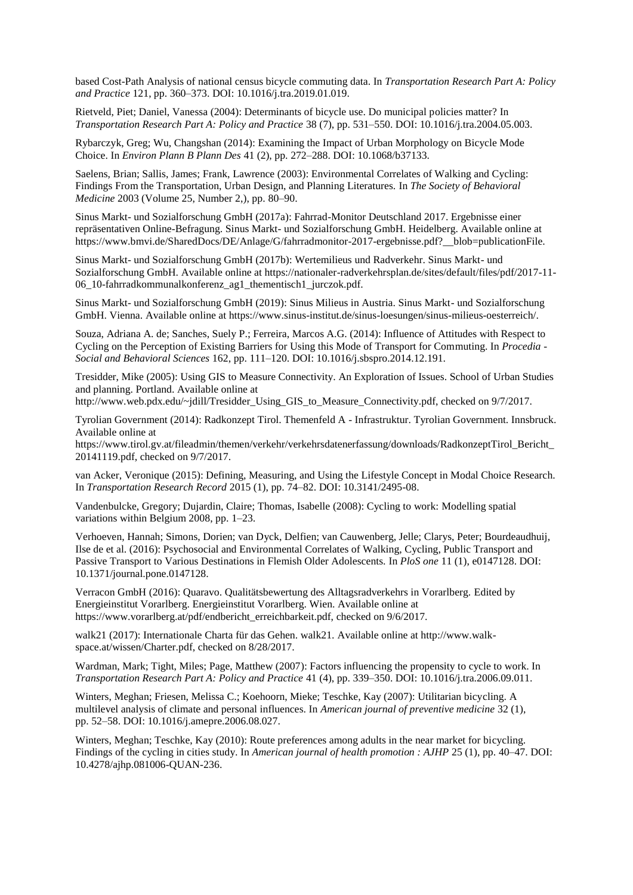based Cost-Path Analysis of national census bicycle commuting data. In *Transportation Research Part A: Policy and Practice* 121, pp. 360–373. DOI: 10.1016/j.tra.2019.01.019.

Rietveld, Piet; Daniel, Vanessa (2004): Determinants of bicycle use. Do municipal policies matter? In *Transportation Research Part A: Policy and Practice* 38 (7), pp. 531–550. DOI: 10.1016/j.tra.2004.05.003.

Rybarczyk, Greg; Wu, Changshan (2014): Examining the Impact of Urban Morphology on Bicycle Mode Choice. In *Environ Plann B Plann Des* 41 (2), pp. 272–288. DOI: 10.1068/b37133.

Saelens, Brian; Sallis, James; Frank, Lawrence (2003): Environmental Correlates of Walking and Cycling: Findings From the Transportation, Urban Design, and Planning Literatures. In *The Society of Behavioral Medicine* 2003 (Volume 25, Number 2,), pp. 80–90.

Sinus Markt- und Sozialforschung GmbH (2017a): Fahrrad-Monitor Deutschland 2017. Ergebnisse einer repräsentativen Online-Befragung. Sinus Markt- und Sozialforschung GmbH. Heidelberg. Available online at https://www.bmvi.de/SharedDocs/DE/Anlage/G/fahrradmonitor-2017-ergebnisse.pdf?__blob=publicationFile.

Sinus Markt- und Sozialforschung GmbH (2017b): Wertemilieus und Radverkehr. Sinus Markt- und Sozialforschung GmbH. Available online at https://nationaler-radverkehrsplan.de/sites/default/files/pdf/2017-11-06_10-fahrradkommunalkonferenz_ag1_thementisch1_jurczok.pdf.

Sinus Markt- und Sozialforschung GmbH (2019): Sinus Milieus in Austria. Sinus Markt- und Sozialforschung GmbH. Vienna. Available online at https://www.sinus-institut.de/sinus-loesungen/sinus-milieus-oesterreich/.

Souza, Adriana A. de; Sanches, Suely P.; Ferreira, Marcos A.G. (2014): Influence of Attitudes with Respect to Cycling on the Perception of Existing Barriers for Using this Mode of Transport for Commuting. In *Procedia - Social and Behavioral Sciences* 162, pp. 111–120. DOI: 10.1016/j.sbspro.2014.12.191.

Tresidder, Mike (2005): Using GIS to Measure Connectivity. An Exploration of Issues. School of Urban Studies and planning. Portland. Available online at http://www.web.pdx.edu/~jdill/Tresidder_Using_GIS_to_Measure_Connectivity.pdf, checked on 9/7/2017.

Tyrolian Government (2014): Radkonzept Tirol. Themenfeld A - Infrastruktur. Tyrolian Government. Innsbruck. Available online at https://www.tirol.gv.at/fileadmin/themen/verkehr/verkehrsdatenerfassung/downloads/RadkonzeptTirol_Bericht_20141119.pdf, checked on 9/7/2017.

van Acker, Veronique (2015): Defining, Measuring, and Using the Lifestyle Concept in Modal Choice Research. In *Transportation Research Record* 2015 (1), pp. 74–82. DOI: 10.3141/2495-08.

Vandenbulcke, Gregory; Dujardin, Claire; Thomas, Isabelle (2008): Cycling to work: Modelling spatial variations within Belgium 2008, pp. 1–23.

Verhoeven, Hannah; Simons, Dorien; van Dyck, Delfien; van Cauwenberg, Jelle; Clarys, Peter; Bourdeaudhuij, Ilse de et al. (2016): Psychosocial and Environmental Correlates of Walking, Cycling, Public Transport and Passive Transport to Various Destinations in Flemish Older Adolescents. In *PloS one* 11 (1), e0147128. DOI: 10.1371/journal.pone.0147128.

Verracon GmbH (2016): Quaravo. Qualitätsbewertung des Alltagsradverkehrs in Vorarlberg. Edited by Energieinstitut Vorarlberg. Energieinstitut Vorarlberg. Wien. Available online at https://www.vorarlberg.at/pdf/endbericht_erreichbarkeit.pdf, checked on 9/6/2017.

walk21 (2017): Internationale Charta für das Gehen. walk21. Available online at http://www.walk-space.at/wissen/Charter.pdf, checked on 8/28/2017.

Wardman, Mark; Tight, Miles; Page, Matthew (2007): Factors influencing the propensity to cycle to work. In *Transportation Research Part A: Policy and Practice* 41 (4), pp. 339–350. DOI: 10.1016/j.tra.2006.09.011.

Winters, Meghan; Friesen, Melissa C.; Koehoorn, Mieke; Teschke, Kay (2007): Utilitarian bicycling. A multilevel analysis of climate and personal influences. In *American journal of preventive medicine* 32 (1), pp. 52–58. DOI: 10.1016/j.amepre.2006.08.027.

Winters, Meghan; Teschke, Kay (2010): Route preferences among adults in the near market for bicycling. Findings of the cycling in cities study. In *American journal of health promotion : AJHP* 25 (1), pp. 40–47. DOI: 10.4278/ajhp.081006-QUAN-236.